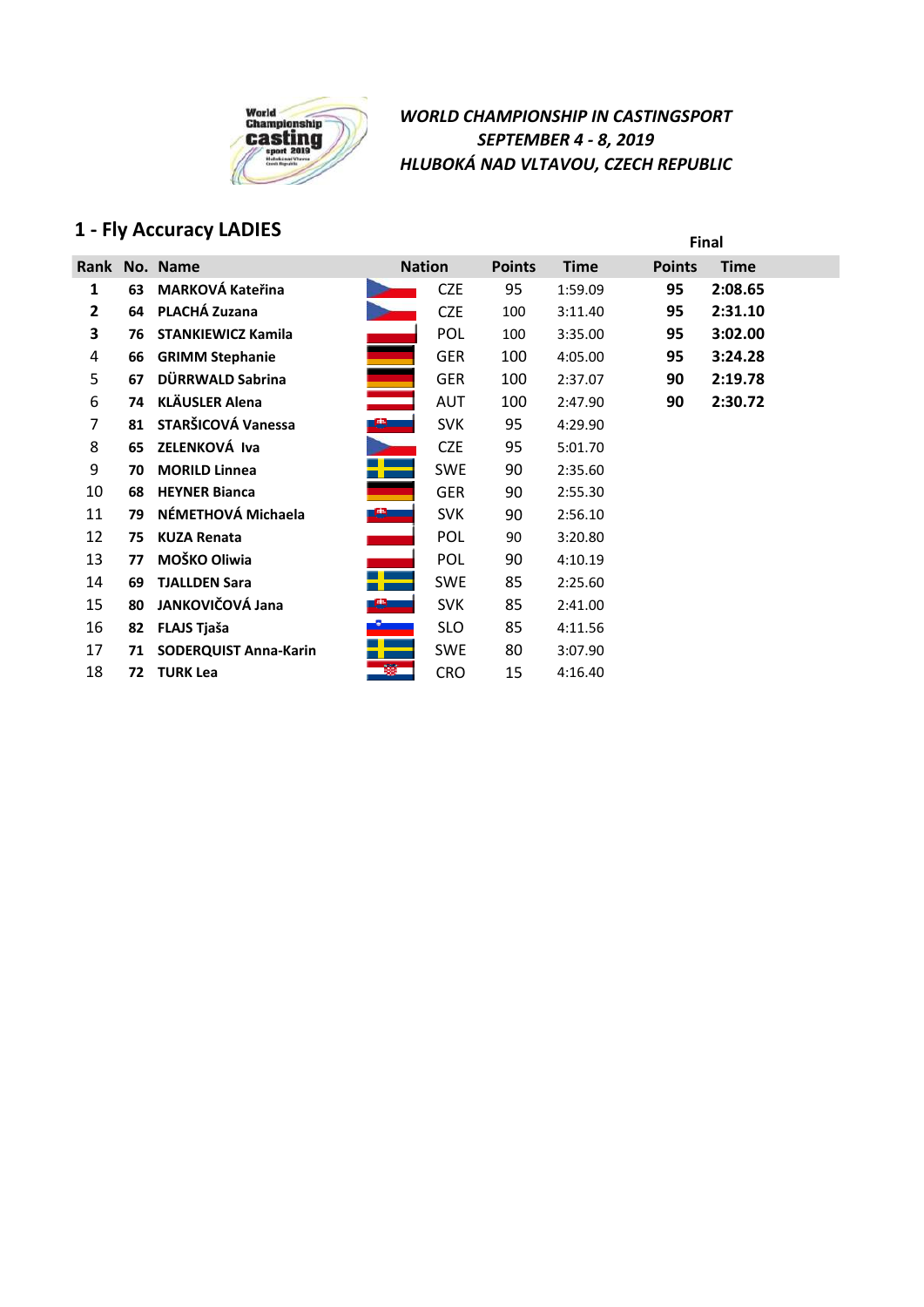*WORLD CHAMPIONSHIP IN CASTINGSPORT*
*SEPTEMBER 4 - 8, 2019*
*HLUBOKÁ NAD VLTAVOU, CZECH REPUBLIC*

## 1 - Fly Accuracy LADIES

| Rank | No. | Name | Nation | Points | Time | Final Points | Final Time |
|---|---|---|---|---|---|---|---|
| **1** | **63** | **MARKOVÁ Kateřina** | CZE | 95 | 1:59.09 | **95** | **2:08.65** |
| **2** | **64** | **PLACHÁ Zuzana** | CZE | 100 | 3:11.40 | **95** | **2:31.10** |
| **3** | **76** | **STANKIEWICZ Kamila** | POL | 100 | 3:35.00 | **95** | **3:02.00** |
| 4 | **66** | **GRIMM Stephanie** | GER | 100 | 4:05.00 | **95** | **3:24.28** |
| 5 | **67** | **DÜRRWALD Sabrina** | GER | 100 | 2:37.07 | **90** | **2:19.78** |
| 6 | **74** | **KLÄUSLER Alena** | AUT | 100 | 2:47.90 | **90** | **2:30.72** |
| 7 | **81** | **STARŠICOVÁ Vanessa** | SVK | 95 | 4:29.90 | | |
| 8 | **65** | **ZELENKOVÁ Iva** | CZE | 95 | 5:01.70 | | |
| 9 | **70** | **MORILD Linnea** | SWE | 90 | 2:35.60 | | |
| 10 | **68** | **HEYNER Bianca** | GER | 90 | 2:55.30 | | |
| 11 | **79** | **NÉMETHOVÁ Michaela** | SVK | 90 | 2:56.10 | | |
| 12 | **75** | **KUZA Renata** | POL | 90 | 3:20.80 | | |
| 13 | **77** | **MOŠKO Oliwia** | POL | 90 | 4:10.19 | | |
| 14 | **69** | **TJALLDEN Sara** | SWE | 85 | 2:25.60 | | |
| 15 | **80** | **JANKOVIČOVÁ Jana** | SVK | 85 | 2:41.00 | | |
| 16 | **82** | **FLAJS Tjaša** | SLO | 85 | 4:11.56 | | |
| 17 | **71** | **SODERQUIST Anna-Karin** | SWE | 80 | 3:07.90 | | |
| 18 | **72** | **TURK Lea** | CRO | 15 | 4:16.40 | | |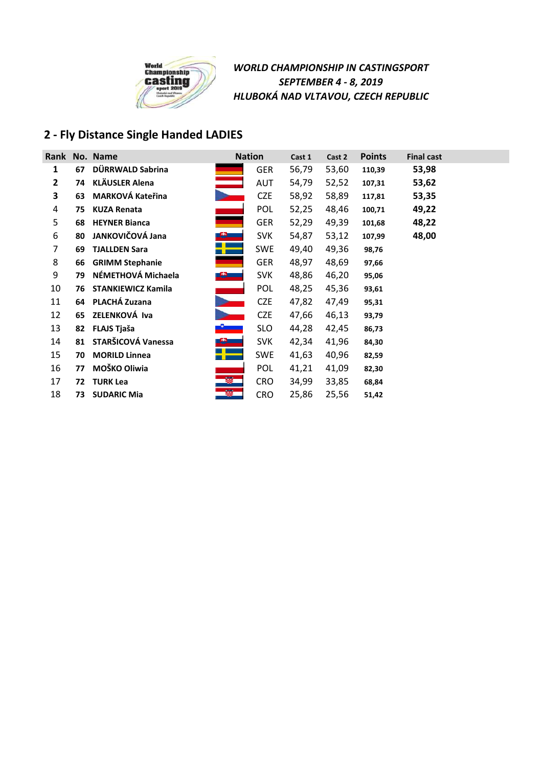*WORLD CHAMPIONSHIP IN CASTINGSPORT*
*SEPTEMBER 4 - 8, 2019*
*HLUBOKÁ NAD VLTAVOU, CZECH REPUBLIC*

## 2 - Fly Distance Single Handed LADIES

| Rank | No. | Name | Nation | Cast 1 | Cast 2 | Points | Final cast |
|---|---|---|---|---|---|---|---|
| **1** | **67** | **DÜRRWALD Sabrina** | GER | 56,79 | 53,60 | **110,39** | **53,98** |
| **2** | **74** | **KLÄUSLER Alena** | AUT | 54,79 | 52,52 | **107,31** | **53,62** |
| **3** | **63** | **MARKOVÁ Kateřina** | CZE | 58,92 | 58,89 | **117,81** | **53,35** |
| 4 | **75** | **KUZA Renata** | POL | 52,25 | 48,46 | **100,71** | **49,22** |
| 5 | **68** | **HEYNER Bianca** | GER | 52,29 | 49,39 | **101,68** | **48,22** |
| 6 | **80** | **JANKOVIČOVÁ Jana** | SVK | 54,87 | 53,12 | **107,99** | **48,00** |
| 7 | **69** | **TJALLDEN Sara** | SWE | 49,40 | 49,36 | **98,76** | |
| 8 | **66** | **GRIMM Stephanie** | GER | 48,97 | 48,69 | **97,66** | |
| 9 | **79** | **NÉMETHOVÁ Michaela** | SVK | 48,86 | 46,20 | **95,06** | |
| 10 | **76** | **STANKIEWICZ Kamila** | POL | 48,25 | 45,36 | **93,61** | |
| 11 | **64** | **PLACHÁ Zuzana** | CZE | 47,82 | 47,49 | **95,31** | |
| 12 | **65** | **ZELENKOVÁ Iva** | CZE | 47,66 | 46,13 | **93,79** | |
| 13 | **82** | **FLAJS Tjaša** | SLO | 44,28 | 42,45 | **86,73** | |
| 14 | **81** | **STARŠICOVÁ Vanessa** | SVK | 42,34 | 41,96 | **84,30** | |
| 15 | **70** | **MORILD Linnea** | SWE | 41,63 | 40,96 | **82,59** | |
| 16 | **77** | **MOŠKO Oliwia** | POL | 41,21 | 41,09 | **82,30** | |
| 17 | **72** | **TURK Lea** | CRO | 34,99 | 33,85 | **68,84** | |
| 18 | **73** | **SUDARIC Mia** | CRO | 25,86 | 25,56 | **51,42** | |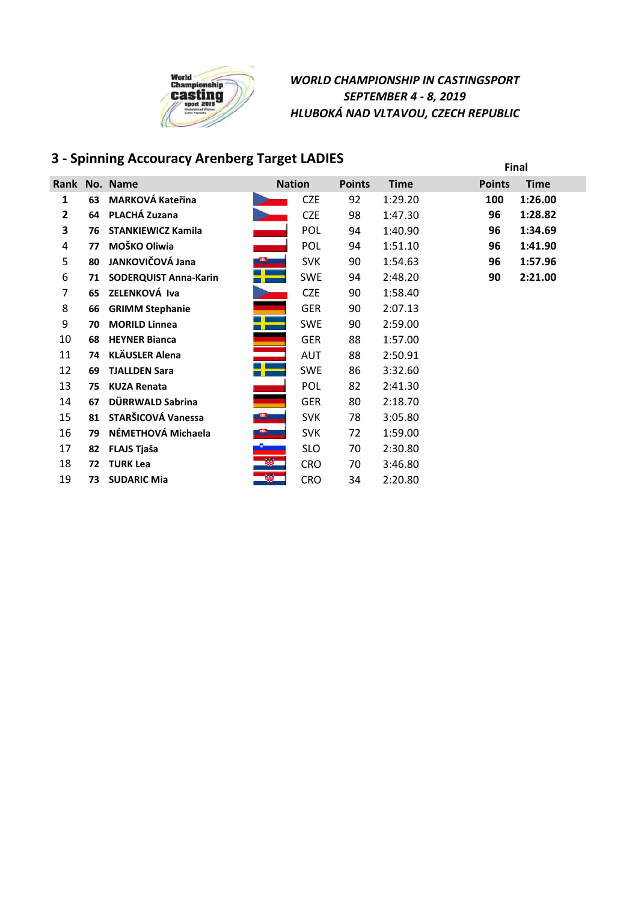*WORLD CHAMPIONSHIP IN CASTINGSPORT*
*SEPTEMBER 4 - 8, 2019*
*HLUBOKÁ NAD VLTAVOU, CZECH REPUBLIC*

## 3 - Spinning Accouracy Arenberg Target LADIES

| Rank | No. | Name | Nation | Points | Time | Final Points | Final Time |
|---|---|---|---|---|---|---|---|
| **1** | **63** | **MARKOVÁ Kateřina** | CZE | 92 | 1:29.20 | **100** | **1:26.00** |
| **2** | **64** | **PLACHÁ Zuzana** | CZE | 98 | 1:47.30 | **96** | **1:28.82** |
| **3** | **76** | **STANKIEWICZ Kamila** | POL | 94 | 1:40.90 | **96** | **1:34.69** |
| 4 | **77** | **MOŠKO Oliwia** | POL | 94 | 1:51.10 | **96** | **1:41.90** |
| 5 | **80** | **JANKOVIČOVÁ Jana** | SVK | 90 | 1:54.63 | **96** | **1:57.96** |
| 6 | **71** | **SODERQUIST Anna-Karin** | SWE | 94 | 2:48.20 | **90** | **2:21.00** |
| 7 | **65** | **ZELENKOVÁ Iva** | CZE | 90 | 1:58.40 | | |
| 8 | **66** | **GRIMM Stephanie** | GER | 90 | 2:07.13 | | |
| 9 | **70** | **MORILD Linnea** | SWE | 90 | 2:59.00 | | |
| 10 | **68** | **HEYNER Bianca** | GER | 88 | 1:57.00 | | |
| 11 | **74** | **KLÄUSLER Alena** | AUT | 88 | 2:50.91 | | |
| 12 | **69** | **TJALLDEN Sara** | SWE | 86 | 3:32.60 | | |
| 13 | **75** | **KUZA Renata** | POL | 82 | 2:41.30 | | |
| 14 | **67** | **DÜRRWALD Sabrina** | GER | 80 | 2:18.70 | | |
| 15 | **81** | **STARŠICOVÁ Vanessa** | SVK | 78 | 3:05.80 | | |
| 16 | **79** | **NÉMETHOVÁ Michaela** | SVK | 72 | 1:59.00 | | |
| 17 | **82** | **FLAJS Tjaša** | SLO | 70 | 2:30.80 | | |
| 18 | **72** | **TURK Lea** | CRO | 70 | 3:46.80 | | |
| 19 | **73** | **SUDARIC Mia** | CRO | 34 | 2:20.80 | | |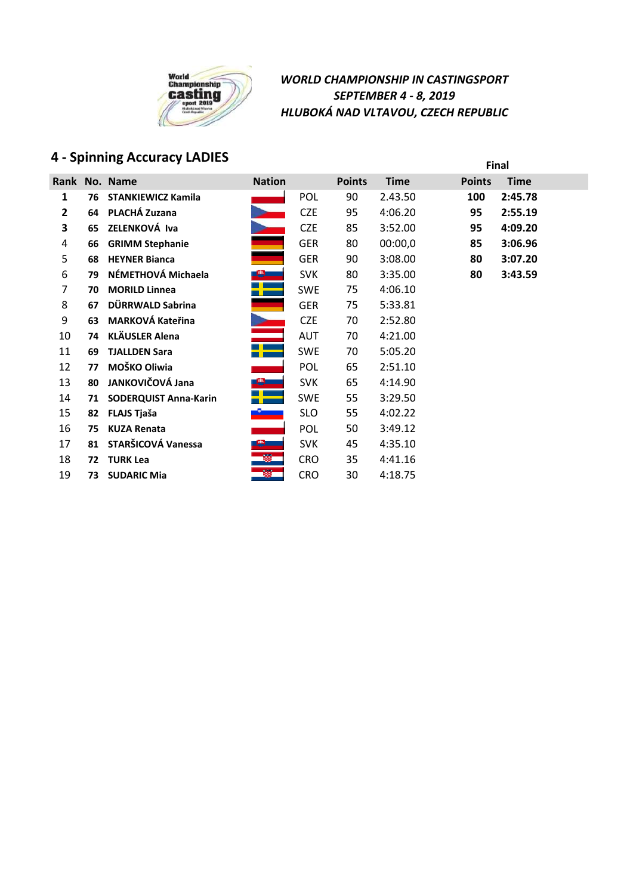*WORLD CHAMPIONSHIP IN CASTINGSPORT*
*SEPTEMBER 4 - 8, 2019*
*HLUBOKÁ NAD VLTAVOU, CZECH REPUBLIC*

## 4 - Spinning Accuracy LADIES

| Rank | No. | Name | Nation | Points | Time | Final Points | Final Time |
|---|---|---|---|---|---|---|---|
| **1** | **76** | **STANKIEWICZ Kamila** | POL | 90 | 2.43.50 | **100** | **2:45.78** |
| **2** | **64** | **PLACHÁ Zuzana** | CZE | 95 | 4:06.20 | **95** | **2:55.19** |
| **3** | **65** | **ZELENKOVÁ Iva** | CZE | 85 | 3:52.00 | **95** | **4:09.20** |
| 4 | **66** | **GRIMM Stephanie** | GER | 80 | 00:00,0 | **85** | **3:06.96** |
| 5 | **68** | **HEYNER Bianca** | GER | 90 | 3:08.00 | **80** | **3:07.20** |
| 6 | **79** | **NÉMETHOVÁ Michaela** | SVK | 80 | 3:35.00 | **80** | **3:43.59** |
| 7 | **70** | **MORILD Linnea** | SWE | 75 | 4:06.10 | | |
| 8 | **67** | **DÜRRWALD Sabrina** | GER | 75 | 5:33.81 | | |
| 9 | **63** | **MARKOVÁ Kateřina** | CZE | 70 | 2:52.80 | | |
| 10 | **74** | **KLÄUSLER Alena** | AUT | 70 | 4:21.00 | | |
| 11 | **69** | **TJALLDEN Sara** | SWE | 70 | 5:05.20 | | |
| 12 | **77** | **MOŠKO Oliwia** | POL | 65 | 2:51.10 | | |
| 13 | **80** | **JANKOVIČOVÁ Jana** | SVK | 65 | 4:14.90 | | |
| 14 | **71** | **SODERQUIST Anna-Karin** | SWE | 55 | 3:29.50 | | |
| 15 | **82** | **FLAJS Tjaša** | SLO | 55 | 4:02.22 | | |
| 16 | **75** | **KUZA Renata** | POL | 50 | 3:49.12 | | |
| 17 | **81** | **STARŠICOVÁ Vanessa** | SVK | 45 | 4:35.10 | | |
| 18 | **72** | **TURK Lea** | CRO | 35 | 4:41.16 | | |
| 19 | **73** | **SUDARIC Mia** | CRO | 30 | 4:18.75 | | |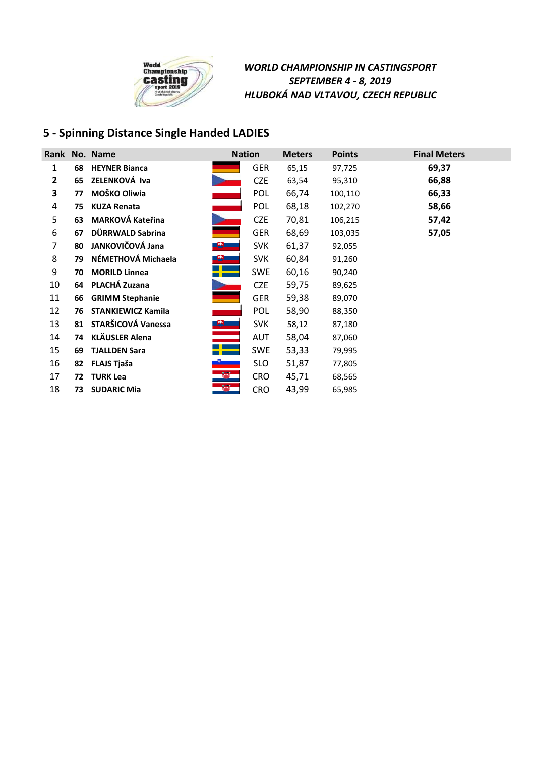*WORLD CHAMPIONSHIP IN CASTINGSPORT*
*SEPTEMBER 4 - 8, 2019*
*HLUBOKÁ NAD VLTAVOU, CZECH REPUBLIC*

## 5 - Spinning Distance Single Handed LADIES

| Rank | No. | Name | Nation | Meters | Points | Final Meters |
|---|---|---|---|---|---|---|
| **1** | **68** | **HEYNER Bianca** | GER | 65,15 | 97,725 | **69,37** |
| **2** | **65** | **ZELENKOVÁ Iva** | CZE | 63,54 | 95,310 | **66,88** |
| **3** | **77** | **MOŠKO Oliwia** | POL | 66,74 | 100,110 | **66,33** |
| 4 | **75** | **KUZA Renata** | POL | 68,18 | 102,270 | **58,66** |
| 5 | **63** | **MARKOVÁ Kateřina** | CZE | 70,81 | 106,215 | **57,42** |
| 6 | **67** | **DÜRRWALD Sabrina** | GER | 68,69 | 103,035 | **57,05** |
| 7 | **80** | **JANKOVIČOVÁ Jana** | SVK | 61,37 | 92,055 | |
| 8 | **79** | **NÉMETHOVÁ Michaela** | SVK | 60,84 | 91,260 | |
| 9 | **70** | **MORILD Linnea** | SWE | 60,16 | 90,240 | |
| 10 | **64** | **PLACHÁ Zuzana** | CZE | 59,75 | 89,625 | |
| 11 | **66** | **GRIMM Stephanie** | GER | 59,38 | 89,070 | |
| 12 | **76** | **STANKIEWICZ Kamila** | POL | 58,90 | 88,350 | |
| 13 | **81** | **STARŠICOVÁ Vanessa** | SVK | 58,12 | 87,180 | |
| 14 | **74** | **KLÄUSLER Alena** | AUT | 58,04 | 87,060 | |
| 15 | **69** | **TJALLDEN Sara** | SWE | 53,33 | 79,995 | |
| 16 | **82** | **FLAJS Tjaša** | SLO | 51,87 | 77,805 | |
| 17 | **72** | **TURK Lea** | CRO | 45,71 | 68,565 | |
| 18 | **73** | **SUDARIC Mia** | CRO | 43,99 | 65,985 | |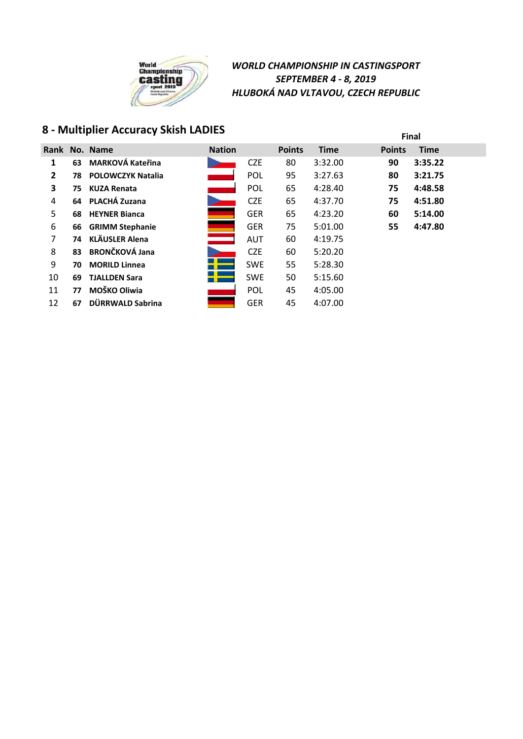*WORLD CHAMPIONSHIP IN CASTINGSPORT*
*SEPTEMBER 4 - 8, 2019*
*HLUBOKÁ NAD VLTAVOU, CZECH REPUBLIC*

## 8 - Multiplier Accuracy Skish LADIES

| Rank | No. | Name | Nation | Points | Time | Final Points | Final Time |
|---|---|---|---|---|---|---|---|
| **1** | **63** | **MARKOVÁ Kateřina** | CZE | 80 | 3:32.00 | **90** | **3:35.22** |
| **2** | **78** | **POLOWCZYK Natalia** | POL | 95 | 3:27.63 | **80** | **3:21.75** |
| **3** | **75** | **KUZA Renata** | POL | 65 | 4:28.40 | **75** | **4:48.58** |
| 4 | **64** | **PLACHÁ Zuzana** | CZE | 65 | 4:37.70 | **75** | **4:51.80** |
| 5 | **68** | **HEYNER Bianca** | GER | 65 | 4:23.20 | **60** | **5:14.00** |
| 6 | **66** | **GRIMM Stephanie** | GER | 75 | 5:01.00 | **55** | **4:47.80** |
| 7 | **74** | **KLÄUSLER Alena** | AUT | 60 | 4:19.75 | | |
| 8 | **83** | **BRONČKOVÁ Jana** | CZE | 60 | 5:20.20 | | |
| 9 | **70** | **MORILD Linnea** | SWE | 55 | 5:28.30 | | |
| 10 | **69** | **TJALLDEN Sara** | SWE | 50 | 5:15.60 | | |
| 11 | **77** | **MOŠKO Oliwia** | POL | 45 | 4:05.00 | | |
| 12 | **67** | **DÜRRWALD Sabrina** | GER | 45 | 4:07.00 | | |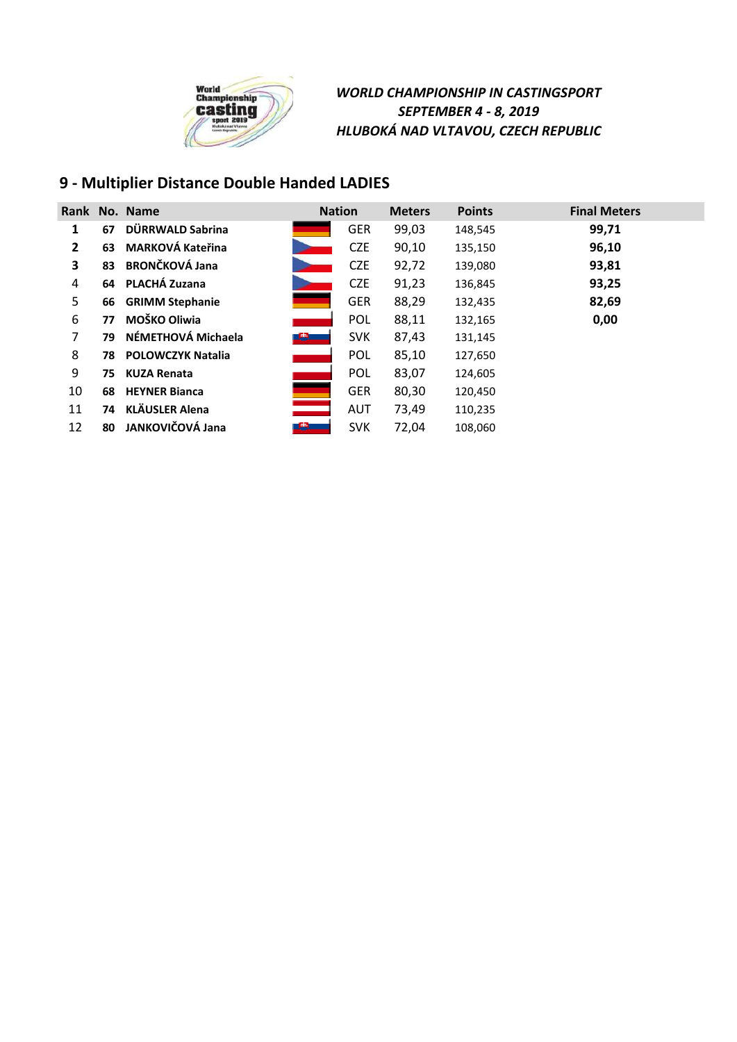*WORLD CHAMPIONSHIP IN CASTINGSPORT*
*SEPTEMBER 4 - 8, 2019*
*HLUBOKÁ NAD VLTAVOU, CZECH REPUBLIC*

## 9 - Multiplier Distance Double Handed LADIES

| Rank | No. | Name | Nation | Meters | Points | Final Meters |
|---|---|---|---|---|---|---|
| **1** | **67** | **DÜRRWALD Sabrina** | GER | 99,03 | 148,545 | **99,71** |
| **2** | **63** | **MARKOVÁ Kateřina** | CZE | 90,10 | 135,150 | **96,10** |
| **3** | **83** | **BRONČKOVÁ Jana** | CZE | 92,72 | 139,080 | **93,81** |
| 4 | **64** | **PLACHÁ Zuzana** | CZE | 91,23 | 136,845 | **93,25** |
| 5 | **66** | **GRIMM Stephanie** | GER | 88,29 | 132,435 | **82,69** |
| 6 | **77** | **MOŠKO Oliwia** | POL | 88,11 | 132,165 | **0,00** |
| 7 | **79** | **NÉMETHOVÁ Michaela** | SVK | 87,43 | 131,145 | |
| 8 | **78** | **POLOWCZYK Natalia** | POL | 85,10 | 127,650 | |
| 9 | **75** | **KUZA Renata** | POL | 83,07 | 124,605 | |
| 10 | **68** | **HEYNER Bianca** | GER | 80,30 | 120,450 | |
| 11 | **74** | **KLÄUSLER Alena** | AUT | 73,49 | 110,235 | |
| 12 | **80** | **JANKOVIČOVÁ Jana** | SVK | 72,04 | 108,060 | |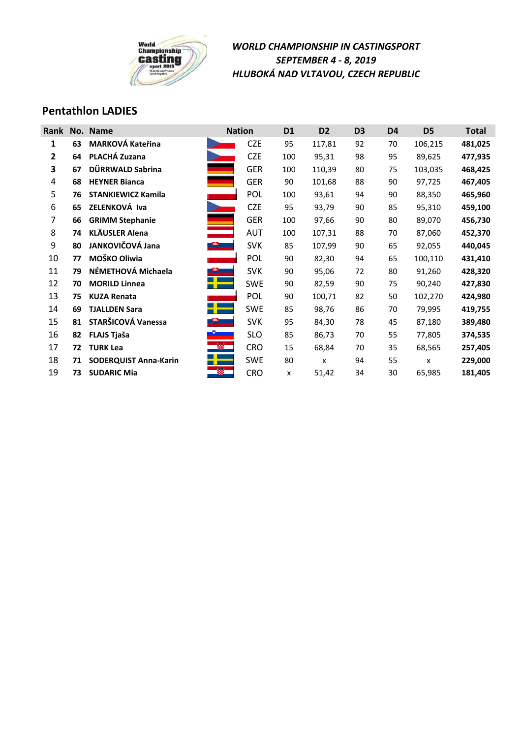*WORLD CHAMPIONSHIP IN CASTINGSPORT*
*SEPTEMBER 4 - 8, 2019*
*HLUBOKÁ NAD VLTAVOU, CZECH REPUBLIC*

## Pentathlon LADIES

| Rank | No. | Name | Nation | D1 | D2 | D3 | D4 | D5 | Total |
|---|---|---|---|---|---|---|---|---|---|
| **1** | **63** | **MARKOVÁ Kateřina** | CZE | 95 | 117,81 | 92 | 70 | 106,215 | **481,025** |
| **2** | **64** | **PLACHÁ Zuzana** | CZE | 100 | 95,31 | 98 | 95 | 89,625 | **477,935** |
| **3** | **67** | **DÜRRWALD Sabrina** | GER | 100 | 110,39 | 80 | 75 | 103,035 | **468,425** |
| 4 | **68** | **HEYNER Bianca** | GER | 90 | 101,68 | 88 | 90 | 97,725 | **467,405** |
| 5 | **76** | **STANKIEWICZ Kamila** | POL | 100 | 93,61 | 94 | 90 | 88,350 | **465,960** |
| 6 | **65** | **ZELENKOVÁ Iva** | CZE | 95 | 93,79 | 90 | 85 | 95,310 | **459,100** |
| 7 | **66** | **GRIMM Stephanie** | GER | 100 | 97,66 | 90 | 80 | 89,070 | **456,730** |
| 8 | **74** | **KLÄUSLER Alena** | AUT | 100 | 107,31 | 88 | 70 | 87,060 | **452,370** |
| 9 | **80** | **JANKOVIČOVÁ Jana** | SVK | 85 | 107,99 | 90 | 65 | 92,055 | **440,045** |
| 10 | **77** | **MOŠKO Oliwia** | POL | 90 | 82,30 | 94 | 65 | 100,110 | **431,410** |
| 11 | **79** | **NÉMETHOVÁ Michaela** | SVK | 90 | 95,06 | 72 | 80 | 91,260 | **428,320** |
| 12 | **70** | **MORILD Linnea** | SWE | 90 | 82,59 | 90 | 75 | 90,240 | **427,830** |
| 13 | **75** | **KUZA Renata** | POL | 90 | 100,71 | 82 | 50 | 102,270 | **424,980** |
| 14 | **69** | **TJALLDEN Sara** | SWE | 85 | 98,76 | 86 | 70 | 79,995 | **419,755** |
| 15 | **81** | **STARŠICOVÁ Vanessa** | SVK | 95 | 84,30 | 78 | 45 | 87,180 | **389,480** |
| 16 | **82** | **FLAJS Tjaša** | SLO | 85 | 86,73 | 70 | 55 | 77,805 | **374,535** |
| 17 | **72** | **TURK Lea** | CRO | 15 | 68,84 | 70 | 35 | 68,565 | **257,405** |
| 18 | **71** | **SODERQUIST Anna-Karin** | SWE | 80 | x | 94 | 55 | x | **229,000** |
| 19 | **73** | **SUDARIC Mia** | CRO | x | 51,42 | 34 | 30 | 65,985 | **181,405** |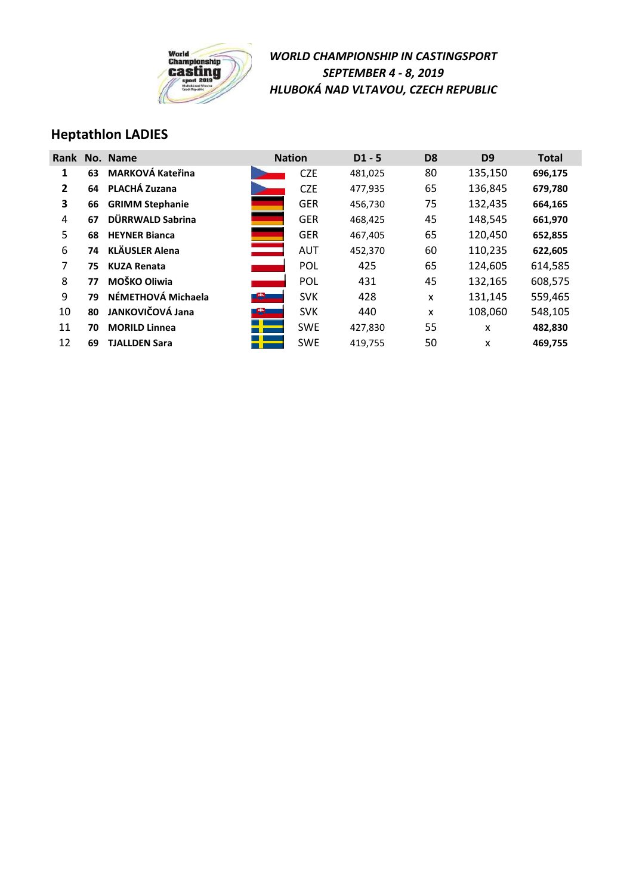*WORLD CHAMPIONSHIP IN CASTINGSPORT*
*SEPTEMBER 4 - 8, 2019*
*HLUBOKÁ NAD VLTAVOU, CZECH REPUBLIC*

## Heptathlon LADIES

| Rank | No. | Name | Nation | D1 - 5 | D8 | D9 | Total |
|---|---|---|---|---|---|---|---|
| **1** | **63** | **MARKOVÁ Kateřina** | CZE | 481,025 | 80 | 135,150 | **696,175** |
| **2** | **64** | **PLACHÁ Zuzana** | CZE | 477,935 | 65 | 136,845 | **679,780** |
| **3** | **66** | **GRIMM Stephanie** | GER | 456,730 | 75 | 132,435 | **664,165** |
| 4 | **67** | **DÜRRWALD Sabrina** | GER | 468,425 | 45 | 148,545 | **661,970** |
| 5 | **68** | **HEYNER Bianca** | GER | 467,405 | 65 | 120,450 | **652,855** |
| 6 | **74** | **KLÄUSLER Alena** | AUT | 452,370 | 60 | 110,235 | **622,605** |
| 7 | **75** | **KUZA Renata** | POL | 425 | 65 | 124,605 | 614,585 |
| 8 | **77** | **MOŠKO Oliwia** | POL | 431 | 45 | 132,165 | 608,575 |
| 9 | **79** | **NÉMETHOVÁ Michaela** | SVK | 428 | x | 131,145 | 559,465 |
| 10 | **80** | **JANKOVIČOVÁ Jana** | SVK | 440 | x | 108,060 | 548,105 |
| 11 | **70** | **MORILD Linnea** | SWE | 427,830 | 55 | x | **482,830** |
| 12 | **69** | **TJALLDEN Sara** | SWE | 419,755 | 50 | x | **469,755** |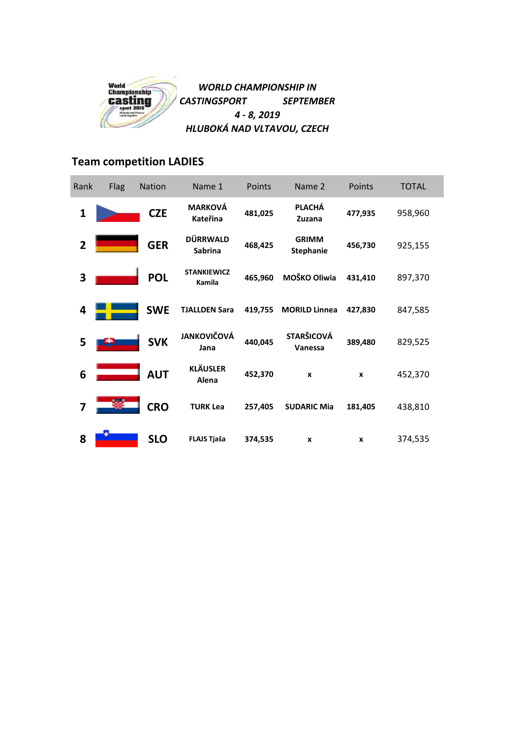*WORLD CHAMPIONSHIP IN CASTINGSPORT SEPTEMBER 4 - 8, 2019*
*HLUBOKÁ NAD VLTAVOU, CZECH*

## Team competition LADIES

| Rank | Flag | Nation | Name 1 | Points | Name 2 | Points | TOTAL |
|---|---|---|---|---|---|---|---|
| **1** | | **CZE** | **MARKOVÁ Kateřina** | **481,025** | **PLACHÁ Zuzana** | **477,935** | 958,960 |
| **2** | | **GER** | **DÜRRWALD Sabrina** | **468,425** | **GRIMM Stephanie** | **456,730** | 925,155 |
| **3** | | **POL** | **STANKIEWICZ Kamila** | **465,960** | **MOŠKO Oliwia** | **431,410** | 897,370 |
| **4** | | **SWE** | **TJALLDEN Sara** | **419,755** | **MORILD Linnea** | **427,830** | 847,585 |
| **5** | | **SVK** | **JANKOVIČOVÁ Jana** | **440,045** | **STARŠICOVÁ Vanessa** | **389,480** | 829,525 |
| **6** | | **AUT** | **KLÄUSLER Alena** | **452,370** | **x** | **x** | 452,370 |
| **7** | | **CRO** | **TURK Lea** | **257,405** | **SUDARIC Mia** | **181,405** | 438,810 |
| **8** | | **SLO** | **FLAJS Tjaša** | **374,535** | **x** | **x** | 374,535 |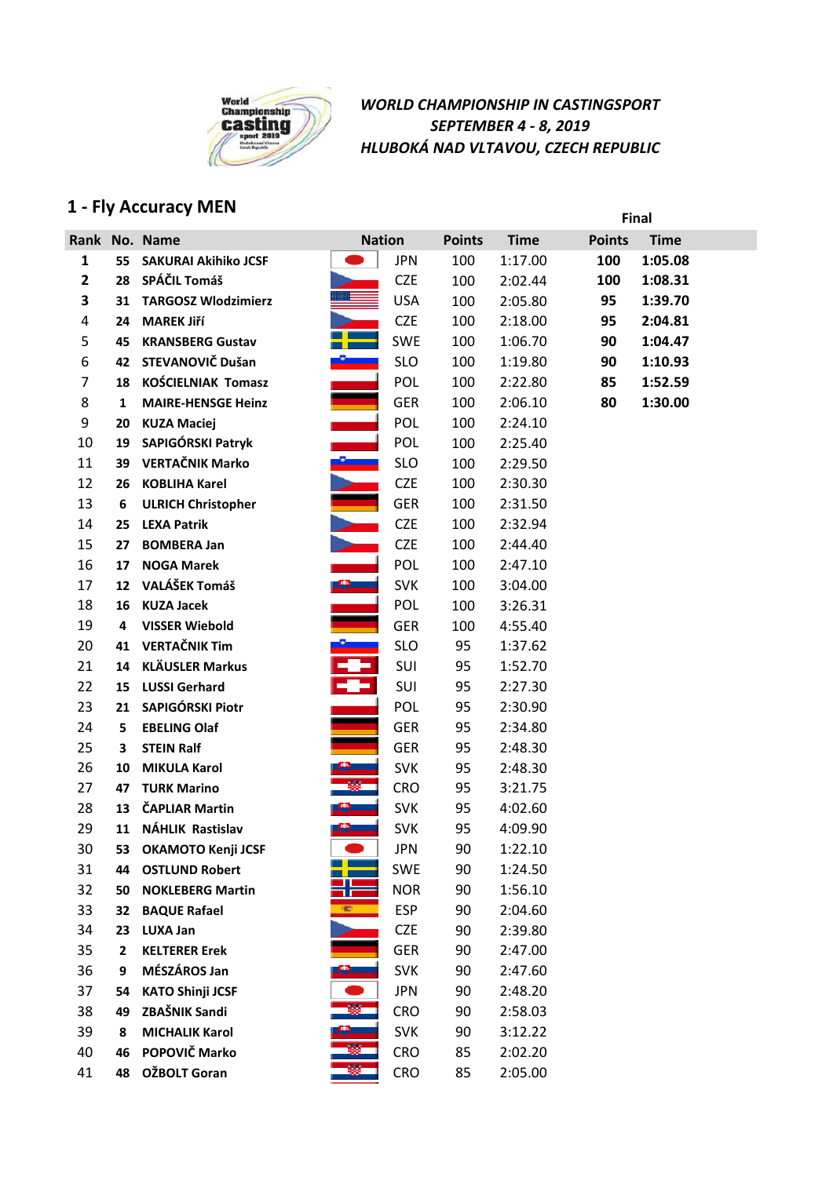*WORLD CHAMPIONSHIP IN CASTINGSPORT*
*SEPTEMBER 4 - 8, 2019*
*HLUBOKÁ NAD VLTAVOU, CZECH REPUBLIC*

## 1 - Fly Accuracy MEN

| Rank | No. | Name | Nation | Points | Time | Final Points | Final Time |
|---|---|---|---|---|---|---|---|
| **1** | **55** | **SAKURAI Akihiko JCSF** | JPN | 100 | 1:17.00 | **100** | **1:05.08** |
| **2** | **28** | **SPÁČIL Tomáš** | CZE | 100 | 2:02.44 | **100** | **1:08.31** |
| **3** | **31** | **TARGOSZ Wlodzimierz** | USA | 100 | 2:05.80 | **95** | **1:39.70** |
| 4 | **24** | **MAREK Jiří** | CZE | 100 | 2:18.00 | **95** | **2:04.81** |
| 5 | **45** | **KRANSBERG Gustav** | SWE | 100 | 1:06.70 | **90** | **1:04.47** |
| 6 | **42** | **STEVANOVIČ Dušan** | SLO | 100 | 1:19.80 | **90** | **1:10.93** |
| 7 | **18** | **KOŚCIELNIAK Tomasz** | POL | 100 | 2:22.80 | **85** | **1:52.59** |
| 8 | **1** | **MAIRE-HENSGE Heinz** | GER | 100 | 2:06.10 | **80** | **1:30.00** |
| 9 | **20** | **KUZA Maciej** | POL | 100 | 2:24.10 | | |
| 10 | **19** | **SAPIGÓRSKI Patryk** | POL | 100 | 2:25.40 | | |
| 11 | **39** | **VERTAČNIK Marko** | SLO | 100 | 2:29.50 | | |
| 12 | **26** | **KOBLIHA Karel** | CZE | 100 | 2:30.30 | | |
| 13 | **6** | **ULRICH Christopher** | GER | 100 | 2:31.50 | | |
| 14 | **25** | **LEXA Patrik** | CZE | 100 | 2:32.94 | | |
| 15 | **27** | **BOMBERA Jan** | CZE | 100 | 2:44.40 | | |
| 16 | **17** | **NOGA Marek** | POL | 100 | 2:47.10 | | |
| 17 | **12** | **VALÁŠEK Tomáš** | SVK | 100 | 3:04.00 | | |
| 18 | **16** | **KUZA Jacek** | POL | 100 | 3:26.31 | | |
| 19 | **4** | **VISSER Wiebold** | GER | 100 | 4:55.40 | | |
| 20 | **41** | **VERTAČNIK Tim** | SLO | 95 | 1:37.62 | | |
| 21 | **14** | **KLÄUSLER Markus** | SUI | 95 | 1:52.70 | | |
| 22 | **15** | **LUSSI Gerhard** | SUI | 95 | 2:27.30 | | |
| 23 | **21** | **SAPIGÓRSKI Piotr** | POL | 95 | 2:30.90 | | |
| 24 | **5** | **EBELING Olaf** | GER | 95 | 2:34.80 | | |
| 25 | **3** | **STEIN Ralf** | GER | 95 | 2:48.30 | | |
| 26 | **10** | **MIKULA Karol** | SVK | 95 | 2:48.30 | | |
| 27 | **47** | **TURK Marino** | CRO | 95 | 3:21.75 | | |
| 28 | **13** | **ČAPLIAR Martin** | SVK | 95 | 4:02.60 | | |
| 29 | **11** | **NÁHLIK Rastislav** | SVK | 95 | 4:09.90 | | |
| 30 | **53** | **OKAMOTO Kenji JCSF** | JPN | 90 | 1:22.10 | | |
| 31 | **44** | **OSTLUND Robert** | SWE | 90 | 1:24.50 | | |
| 32 | **50** | **NOKLEBERG Martin** | NOR | 90 | 1:56.10 | | |
| 33 | **32** | **BAQUE Rafael** | ESP | 90 | 2:04.60 | | |
| 34 | **23** | **LUXA Jan** | CZE | 90 | 2:39.80 | | |
| 35 | **2** | **KELTERER Erek** | GER | 90 | 2:47.00 | | |
| 36 | **9** | **MÉSZÁROS Jan** | SVK | 90 | 2:47.60 | | |
| 37 | **54** | **KATO Shinji JCSF** | JPN | 90 | 2:48.20 | | |
| 38 | **49** | **ZBAŠNIK Sandi** | CRO | 90 | 2:58.03 | | |
| 39 | **8** | **MICHALIK Karol** | SVK | 90 | 3:12.22 | | |
| 40 | **46** | **POPOVIČ Marko** | CRO | 85 | 2:02.20 | | |
| 41 | **48** | **OŽBOLT Goran** | CRO | 85 | 2:05.00 | | |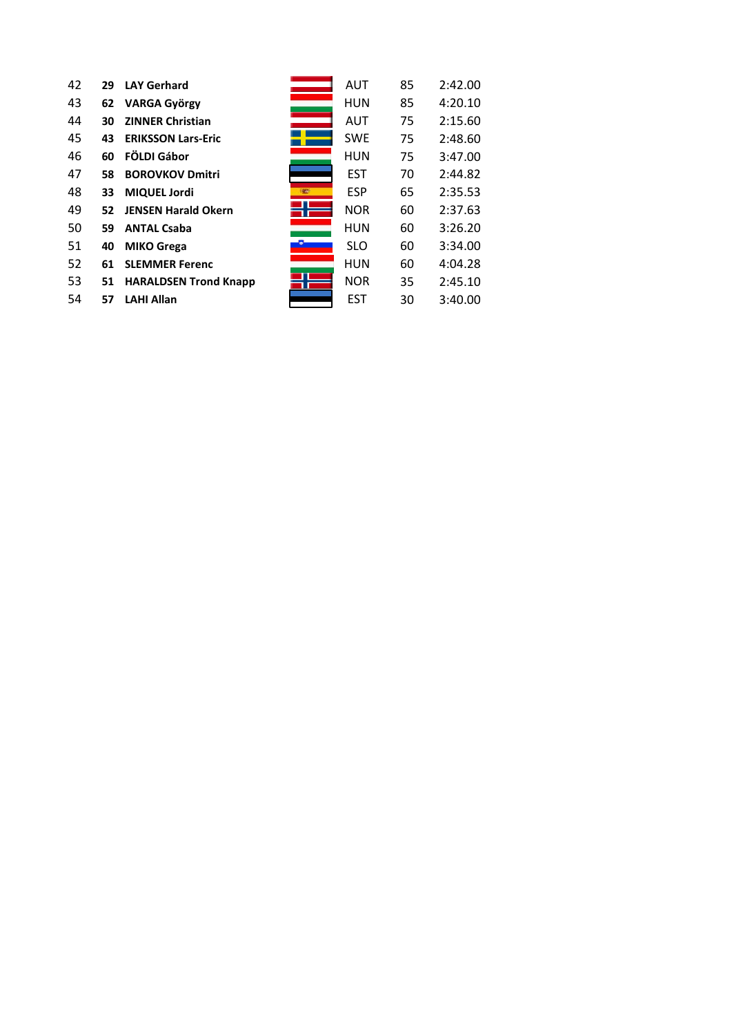| | | | | | |
|---|---|---|---|---|---|
| 42 | **29** | **LAY Gerhard** | AUT | 85 | 2:42.00 |
| 43 | **62** | **VARGA György** | HUN | 85 | 4:20.10 |
| 44 | **30** | **ZINNER Christian** | AUT | 75 | 2:15.60 |
| 45 | **43** | **ERIKSSON Lars-Eric** | SWE | 75 | 2:48.60 |
| 46 | **60** | **FÖLDI Gábor** | HUN | 75 | 3:47.00 |
| 47 | **58** | **BOROVKOV Dmitri** | EST | 70 | 2:44.82 |
| 48 | **33** | **MIQUEL Jordi** | ESP | 65 | 2:35.53 |
| 49 | **52** | **JENSEN Harald Okern** | NOR | 60 | 2:37.63 |
| 50 | **59** | **ANTAL Csaba** | HUN | 60 | 3:26.20 |
| 51 | **40** | **MIKO Grega** | SLO | 60 | 3:34.00 |
| 52 | **61** | **SLEMMER Ferenc** | HUN | 60 | 4:04.28 |
| 53 | **51** | **HARALDSEN Trond Knapp** | NOR | 35 | 2:45.10 |
| 54 | **57** | **LAHI Allan** | EST | 30 | 3:40.00 |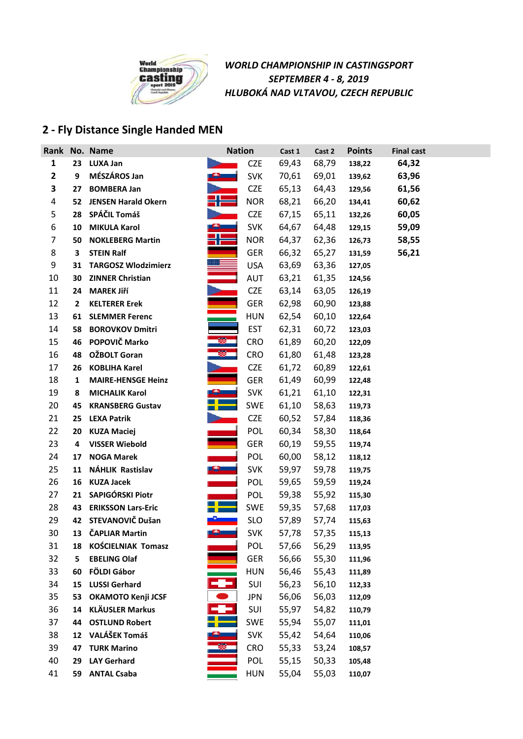*WORLD CHAMPIONSHIP IN CASTINGSPORT*
*SEPTEMBER 4 - 8, 2019*
*HLUBOKÁ NAD VLTAVOU, CZECH REPUBLIC*

## 2 - Fly Distance Single Handed MEN

| Rank | No. | Name | Nation | Cast 1 | Cast 2 | Points | Final cast |
|---|---|---|---|---|---|---|---|
| **1** | **23** | **LUXA Jan** | CZE | 69,43 | 68,79 | **138,22** | **64,32** |
| **2** | **9** | **MÉSZÁROS Jan** | SVK | 70,61 | 69,01 | **139,62** | **63,96** |
| **3** | **27** | **BOMBERA Jan** | CZE | 65,13 | 64,43 | **129,56** | **61,56** |
| 4 | **52** | **JENSEN Harald Okern** | NOR | 68,21 | 66,20 | **134,41** | **60,62** |
| 5 | **28** | **SPÁČIL Tomáš** | CZE | 67,15 | 65,11 | **132,26** | **60,05** |
| 6 | **10** | **MIKULA Karol** | SVK | 64,67 | 64,48 | **129,15** | **59,09** |
| 7 | **50** | **NOKLEBERG Martin** | NOR | 64,37 | 62,36 | **126,73** | **58,55** |
| 8 | **3** | **STEIN Ralf** | GER | 66,32 | 65,27 | **131,59** | **56,21** |
| 9 | **31** | **TARGOSZ Wlodzimierz** | USA | 63,69 | 63,36 | **127,05** | |
| 10 | **30** | **ZINNER Christian** | AUT | 63,21 | 61,35 | **124,56** | |
| 11 | **24** | **MAREK Jiří** | CZE | 63,14 | 63,05 | **126,19** | |
| 12 | **2** | **KELTERER Erek** | GER | 62,98 | 60,90 | **123,88** | |
| 13 | **61** | **SLEMMER Ferenc** | HUN | 62,54 | 60,10 | **122,64** | |
| 14 | **58** | **BOROVKOV Dmitri** | EST | 62,31 | 60,72 | **123,03** | |
| 15 | **46** | **POPOVIČ Marko** | CRO | 61,89 | 60,20 | **122,09** | |
| 16 | **48** | **OŽBOLT Goran** | CRO | 61,80 | 61,48 | **123,28** | |
| 17 | **26** | **KOBLIHA Karel** | CZE | 61,72 | 60,89 | **122,61** | |
| 18 | **1** | **MAIRE-HENSGE Heinz** | GER | 61,49 | 60,99 | **122,48** | |
| 19 | **8** | **MICHALIK Karol** | SVK | 61,21 | 61,10 | **122,31** | |
| 20 | **45** | **KRANSBERG Gustav** | SWE | 61,10 | 58,63 | **119,73** | |
| 21 | **25** | **LEXA Patrik** | CZE | 60,52 | 57,84 | **118,36** | |
| 22 | **20** | **KUZA Maciej** | POL | 60,34 | 58,30 | **118,64** | |
| 23 | **4** | **VISSER Wiebold** | GER | 60,19 | 59,55 | **119,74** | |
| 24 | **17** | **NOGA Marek** | POL | 60,00 | 58,12 | **118,12** | |
| 25 | **11** | **NÁHLIK Rastislav** | SVK | 59,97 | 59,78 | **119,75** | |
| 26 | **16** | **KUZA Jacek** | POL | 59,65 | 59,59 | **119,24** | |
| 27 | **21** | **SAPIGÓRSKI Piotr** | POL | 59,38 | 55,92 | **115,30** | |
| 28 | **43** | **ERIKSSON Lars-Eric** | SWE | 59,35 | 57,68 | **117,03** | |
| 29 | **42** | **STEVANOVIČ Dušan** | SLO | 57,89 | 57,74 | **115,63** | |
| 30 | **13** | **ČAPLIAR Martin** | SVK | 57,78 | 57,35 | **115,13** | |
| 31 | **18** | **KOŚCIELNIAK Tomasz** | POL | 57,66 | 56,29 | **113,95** | |
| 32 | **5** | **EBELING Olaf** | GER | 56,66 | 55,30 | **111,96** | |
| 33 | **60** | **FÖLDI Gábor** | HUN | 56,46 | 55,43 | **111,89** | |
| 34 | **15** | **LUSSI Gerhard** | SUI | 56,23 | 56,10 | **112,33** | |
| 35 | **53** | **OKAMOTO Kenji JCSF** | JPN | 56,06 | 56,03 | **112,09** | |
| 36 | **14** | **KLÄUSLER Markus** | SUI | 55,97 | 54,82 | **110,79** | |
| 37 | **44** | **OSTLUND Robert** | SWE | 55,94 | 55,07 | **111,01** | |
| 38 | **12** | **VALÁŠEK Tomáš** | SVK | 55,42 | 54,64 | **110,06** | |
| 39 | **47** | **TURK Marino** | CRO | 55,33 | 53,24 | **108,57** | |
| 40 | **29** | **LAY Gerhard** | POL | 55,15 | 50,33 | **105,48** | |
| 41 | **59** | **ANTAL Csaba** | HUN | 55,04 | 55,03 | **110,07** | |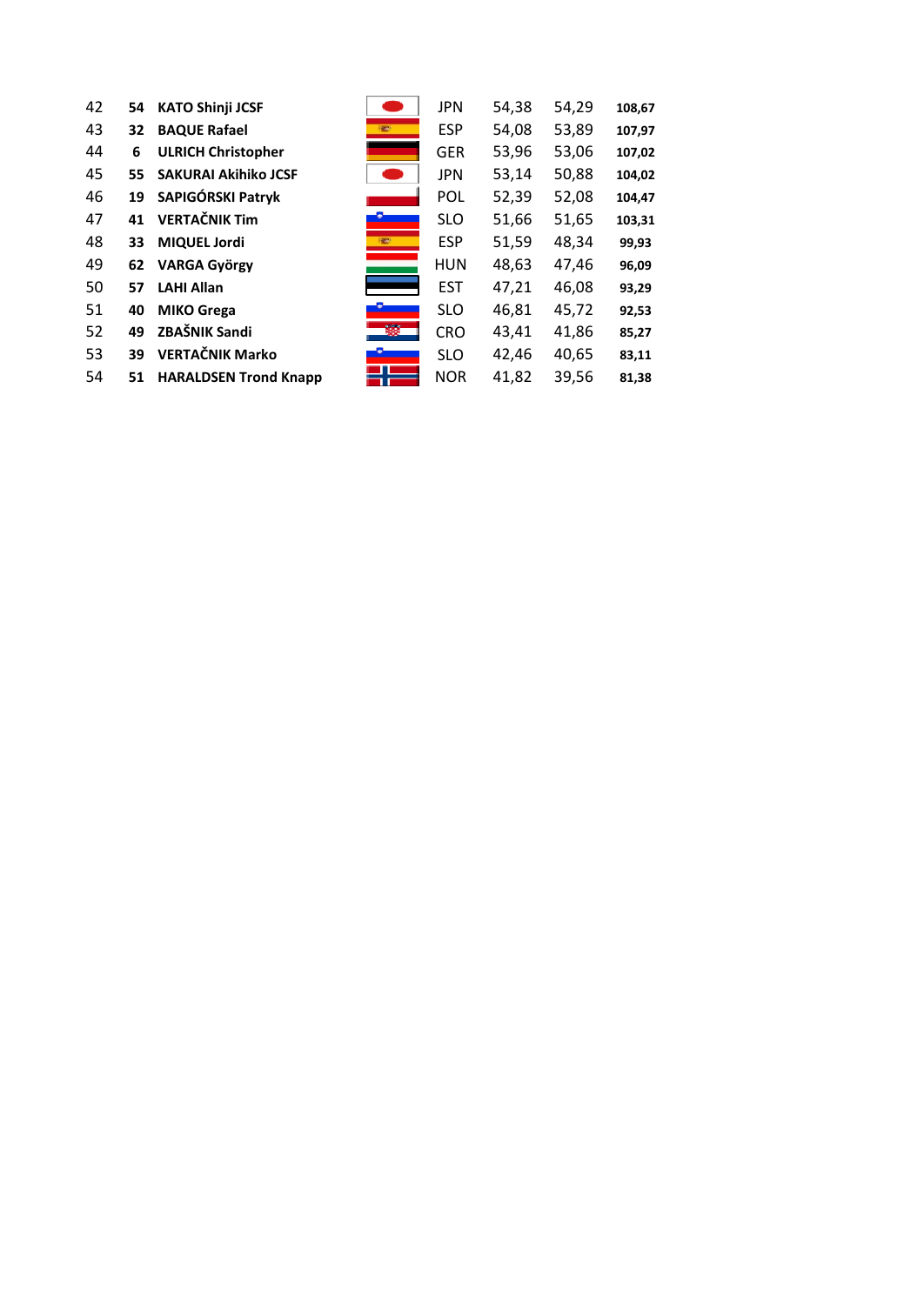| | | | | | | | |
|---|---|---|---|---|---|---|---|
| 42 | **54** | **KATO Shinji JCSF** | | JPN | 54,38 | 54,29 | **108,67** |
| 43 | **32** | **BAQUE Rafael** | | ESP | 54,08 | 53,89 | **107,97** |
| 44 | **6** | **ULRICH Christopher** | | GER | 53,96 | 53,06 | **107,02** |
| 45 | **55** | **SAKURAI Akihiko JCSF** | | JPN | 53,14 | 50,88 | **104,02** |
| 46 | **19** | **SAPIGÓRSKI Patryk** | | POL | 52,39 | 52,08 | **104,47** |
| 47 | **41** | **VERTAČNIK Tim** | | SLO | 51,66 | 51,65 | **103,31** |
| 48 | **33** | **MIQUEL Jordi** | | ESP | 51,59 | 48,34 | **99,93** |
| 49 | **62** | **VARGA György** | | HUN | 48,63 | 47,46 | **96,09** |
| 50 | **57** | **LAHI Allan** | | EST | 47,21 | 46,08 | **93,29** |
| 51 | **40** | **MIKO Grega** | | SLO | 46,81 | 45,72 | **92,53** |
| 52 | **49** | **ZBAŠNIK Sandi** | | CRO | 43,41 | 41,86 | **85,27** |
| 53 | **39** | **VERTAČNIK Marko** | | SLO | 42,46 | 40,65 | **83,11** |
| 54 | **51** | **HARALDSEN Trond Knapp** | | NOR | 41,82 | 39,56 | **81,38** |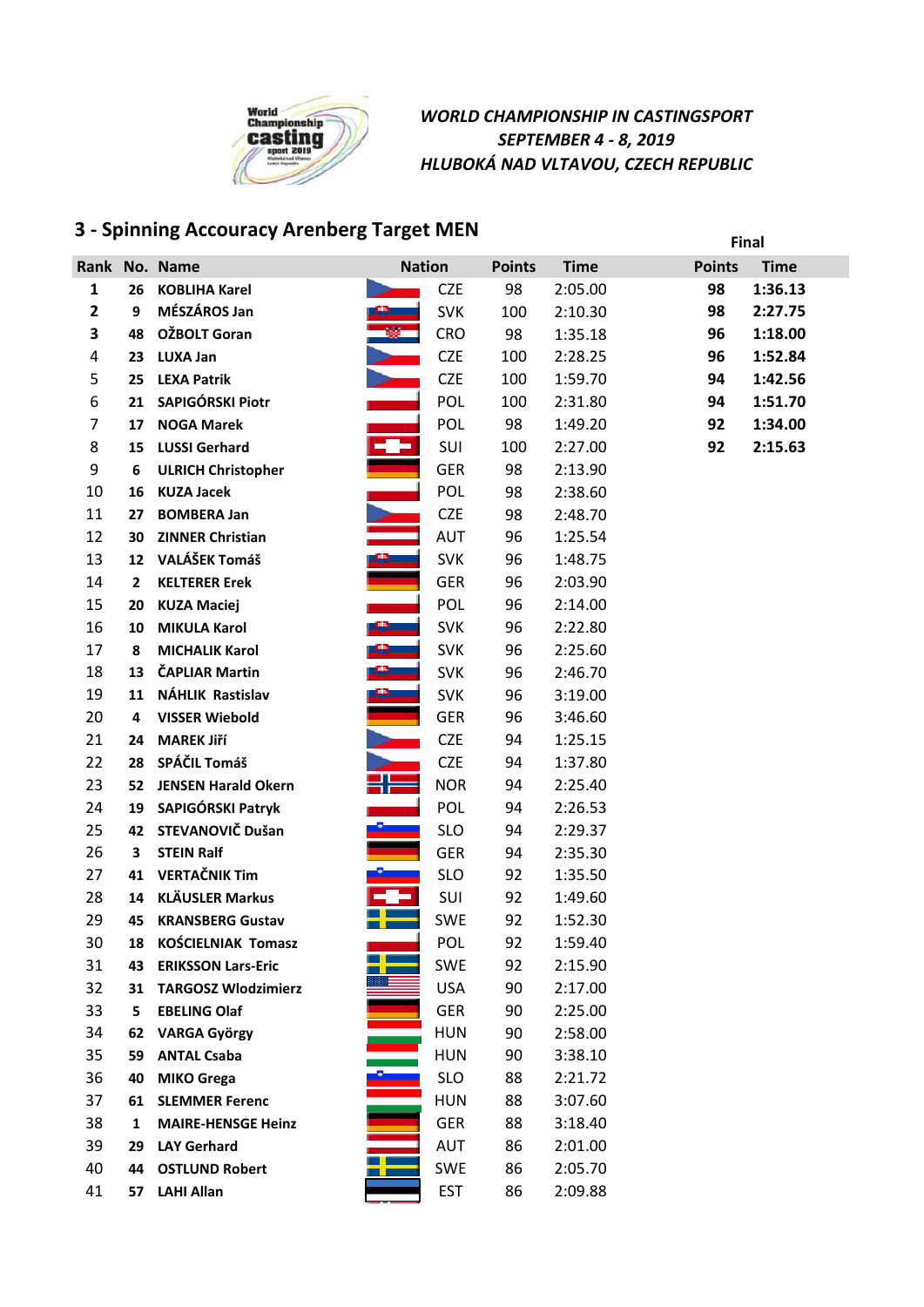*WORLD CHAMPIONSHIP IN CASTINGSPORT*
*SEPTEMBER 4 - 8, 2019*
*HLUBOKÁ NAD VLTAVOU, CZECH REPUBLIC*

## 3 - Spinning Accouracy Arenberg Target MEN

| Rank | No. | Name | Nation | Points | Time | Final Points | Final Time |
|---|---|---|---|---|---|---|---|
| 1 | 26 | KOBLIHA Karel | CZE | 98 | 2:05.00 | **98** | **1:36.13** |
| 2 | 9 | MÉSZÁROS Jan | SVK | 100 | 2:10.30 | **98** | **2:27.75** |
| 3 | 48 | OŽBOLT Goran | CRO | 98 | 1:35.18 | **96** | **1:18.00** |
| 4 | 23 | LUXA Jan | CZE | 100 | 2:28.25 | **96** | **1:52.84** |
| 5 | 25 | LEXA Patrik | CZE | 100 | 1:59.70 | **94** | **1:42.56** |
| 6 | 21 | SAPIGÓRSKI Piotr | POL | 100 | 2:31.80 | **94** | **1:51.70** |
| 7 | 17 | NOGA Marek | POL | 98 | 1:49.20 | **92** | **1:34.00** |
| 8 | 15 | LUSSI Gerhard | SUI | 100 | 2:27.00 | **92** | **2:15.63** |
| 9 | 6 | ULRICH Christopher | GER | 98 | 2:13.90 | | |
| 10 | 16 | KUZA Jacek | POL | 98 | 2:38.60 | | |
| 11 | 27 | BOMBERA Jan | CZE | 98 | 2:48.70 | | |
| 12 | 30 | ZINNER Christian | AUT | 96 | 1:25.54 | | |
| 13 | 12 | VALÁŠEK Tomáš | SVK | 96 | 1:48.75 | | |
| 14 | 2 | KELTERER Erek | GER | 96 | 2:03.90 | | |
| 15 | 20 | KUZA Maciej | POL | 96 | 2:14.00 | | |
| 16 | 10 | MIKULA Karol | SVK | 96 | 2:22.80 | | |
| 17 | 8 | MICHALIK Karol | SVK | 96 | 2:25.60 | | |
| 18 | 13 | ČAPLIAR Martin | SVK | 96 | 2:46.70 | | |
| 19 | 11 | NÁHLIK Rastislav | SVK | 96 | 3:19.00 | | |
| 20 | 4 | VISSER Wiebold | GER | 96 | 3:46.60 | | |
| 21 | 24 | MAREK Jiří | CZE | 94 | 1:25.15 | | |
| 22 | 28 | SPÁČIL Tomáš | CZE | 94 | 1:37.80 | | |
| 23 | 52 | JENSEN Harald Okern | NOR | 94 | 2:25.40 | | |
| 24 | 19 | SAPIGÓRSKI Patryk | POL | 94 | 2:26.53 | | |
| 25 | 42 | STEVANOVIČ Dušan | SLO | 94 | 2:29.37 | | |
| 26 | 3 | STEIN Ralf | GER | 94 | 2:35.30 | | |
| 27 | 41 | VERTAČNIK Tim | SLO | 92 | 1:35.50 | | |
| 28 | 14 | KLÄUSLER Markus | SUI | 92 | 1:49.60 | | |
| 29 | 45 | KRANSBERG Gustav | SWE | 92 | 1:52.30 | | |
| 30 | 18 | KOŚCIELNIAK Tomasz | POL | 92 | 1:59.40 | | |
| 31 | 43 | ERIKSSON Lars-Eric | SWE | 92 | 2:15.90 | | |
| 32 | 31 | TARGOSZ Wlodzimierz | USA | 90 | 2:17.00 | | |
| 33 | 5 | EBELING Olaf | GER | 90 | 2:25.00 | | |
| 34 | 62 | VARGA György | HUN | 90 | 2:58.00 | | |
| 35 | 59 | ANTAL Csaba | HUN | 90 | 3:38.10 | | |
| 36 | 40 | MIKO Grega | SLO | 88 | 2:21.72 | | |
| 37 | 61 | SLEMMER Ferenc | HUN | 88 | 3:07.60 | | |
| 38 | 1 | MAIRE-HENSGE Heinz | GER | 88 | 3:18.40 | | |
| 39 | 29 | LAY Gerhard | AUT | 86 | 2:01.00 | | |
| 40 | 44 | OSTLUND Robert | SWE | 86 | 2:05.70 | | |
| 41 | 57 | LAHI Allan | EST | 86 | 2:09.88 | | |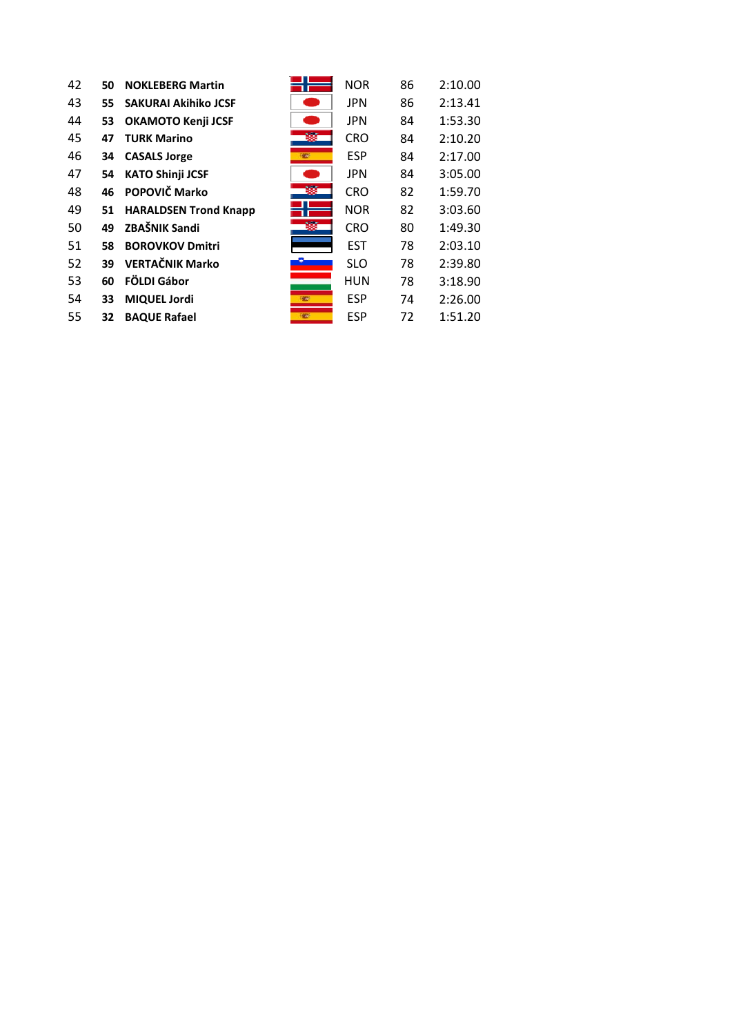| | | | | | |
|---|---|---|---|---|---|
| 42 | **50** | **NOKLEBERG Martin** | NOR | 86 | 2:10.00 |
| 43 | **55** | **SAKURAI Akihiko JCSF** | JPN | 86 | 2:13.41 |
| 44 | **53** | **OKAMOTO Kenji JCSF** | JPN | 84 | 1:53.30 |
| 45 | **47** | **TURK Marino** | CRO | 84 | 2:10.20 |
| 46 | **34** | **CASALS Jorge** | ESP | 84 | 2:17.00 |
| 47 | **54** | **KATO Shinji JCSF** | JPN | 84 | 3:05.00 |
| 48 | **46** | **POPOVIČ Marko** | CRO | 82 | 1:59.70 |
| 49 | **51** | **HARALDSEN Trond Knapp** | NOR | 82 | 3:03.60 |
| 50 | **49** | **ZBAŠNIK Sandi** | CRO | 80 | 1:49.30 |
| 51 | **58** | **BOROVKOV Dmitri** | EST | 78 | 2:03.10 |
| 52 | **39** | **VERTAČNIK Marko** | SLO | 78 | 2:39.80 |
| 53 | **60** | **FÖLDI Gábor** | HUN | 78 | 3:18.90 |
| 54 | **33** | **MIQUEL Jordi** | ESP | 74 | 2:26.00 |
| 55 | **32** | **BAQUE Rafael** | ESP | 72 | 1:51.20 |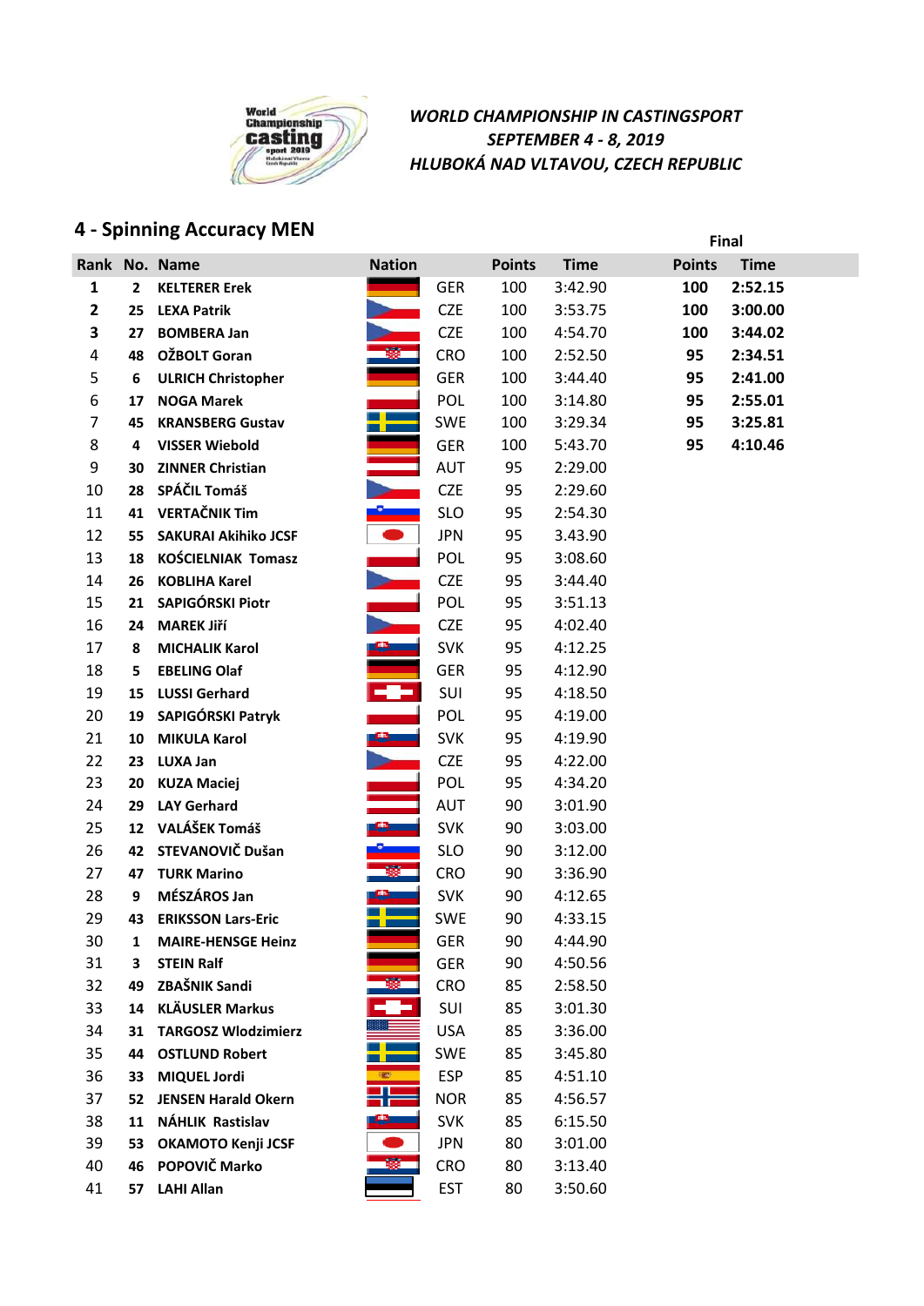*WORLD CHAMPIONSHIP IN CASTINGSPORT*
*SEPTEMBER 4 - 8, 2019*
*HLUBOKÁ NAD VLTAVOU, CZECH REPUBLIC*

## 4 - Spinning Accuracy MEN

| Rank | No. | Name | Nation | Points | Time | Final Points | Final Time |
|---|---|---|---|---|---|---|---|
| **1** | **2** | **KELTERER Erek** | GER | 100 | 3:42.90 | **100** | **2:52.15** |
| **2** | **25** | **LEXA Patrik** | CZE | 100 | 3:53.75 | **100** | **3:00.00** |
| **3** | **27** | **BOMBERA Jan** | CZE | 100 | 4:54.70 | **100** | **3:44.02** |
| 4 | **48** | **OŽBOLT Goran** | CRO | 100 | 2:52.50 | **95** | **2:34.51** |
| 5 | **6** | **ULRICH Christopher** | GER | 100 | 3:44.40 | **95** | **2:41.00** |
| 6 | **17** | **NOGA Marek** | POL | 100 | 3:14.80 | **95** | **2:55.01** |
| 7 | **45** | **KRANSBERG Gustav** | SWE | 100 | 3:29.34 | **95** | **3:25.81** |
| 8 | **4** | **VISSER Wiebold** | GER | 100 | 5:43.70 | **95** | **4:10.46** |
| 9 | **30** | **ZINNER Christian** | AUT | 95 | 2:29.00 | | |
| 10 | **28** | **SPÁČIL Tomáš** | CZE | 95 | 2:29.60 | | |
| 11 | **41** | **VERTAČNIK Tim** | SLO | 95 | 2:54.30 | | |
| 12 | **55** | **SAKURAI Akihiko JCSF** | JPN | 95 | 3.43.90 | | |
| 13 | **18** | **KOŚCIELNIAK Tomasz** | POL | 95 | 3:08.60 | | |
| 14 | **26** | **KOBLIHA Karel** | CZE | 95 | 3:44.40 | | |
| 15 | **21** | **SAPIGÓRSKI Piotr** | POL | 95 | 3:51.13 | | |
| 16 | **24** | **MAREK Jiří** | CZE | 95 | 4:02.40 | | |
| 17 | **8** | **MICHALIK Karol** | SVK | 95 | 4:12.25 | | |
| 18 | **5** | **EBELING Olaf** | GER | 95 | 4:12.90 | | |
| 19 | **15** | **LUSSI Gerhard** | SUI | 95 | 4:18.50 | | |
| 20 | **19** | **SAPIGÓRSKI Patryk** | POL | 95 | 4:19.00 | | |
| 21 | **10** | **MIKULA Karol** | SVK | 95 | 4:19.90 | | |
| 22 | **23** | **LUXA Jan** | CZE | 95 | 4:22.00 | | |
| 23 | **20** | **KUZA Maciej** | POL | 95 | 4:34.20 | | |
| 24 | **29** | **LAY Gerhard** | AUT | 90 | 3:01.90 | | |
| 25 | **12** | **VALÁŠEK Tomáš** | SVK | 90 | 3:03.00 | | |
| 26 | **42** | **STEVANOVIČ Dušan** | SLO | 90 | 3:12.00 | | |
| 27 | **47** | **TURK Marino** | CRO | 90 | 3:36.90 | | |
| 28 | **9** | **MÉSZÁROS Jan** | SVK | 90 | 4:12.65 | | |
| 29 | **43** | **ERIKSSON Lars-Eric** | SWE | 90 | 4:33.15 | | |
| 30 | **1** | **MAIRE-HENSGE Heinz** | GER | 90 | 4:44.90 | | |
| 31 | **3** | **STEIN Ralf** | GER | 90 | 4:50.56 | | |
| 32 | **49** | **ZBAŠNIK Sandi** | CRO | 85 | 2:58.50 | | |
| 33 | **14** | **KLÄUSLER Markus** | SUI | 85 | 3:01.30 | | |
| 34 | **31** | **TARGOSZ Wlodzimierz** | USA | 85 | 3:36.00 | | |
| 35 | **44** | **OSTLUND Robert** | SWE | 85 | 3:45.80 | | |
| 36 | **33** | **MIQUEL Jordi** | ESP | 85 | 4:51.10 | | |
| 37 | **52** | **JENSEN Harald Okern** | NOR | 85 | 4:56.57 | | |
| 38 | **11** | **NÁHLIK Rastislav** | SVK | 85 | 6:15.50 | | |
| 39 | **53** | **OKAMOTO Kenji JCSF** | JPN | 80 | 3:01.00 | | |
| 40 | **46** | **POPOVIČ Marko** | CRO | 80 | 3:13.40 | | |
| 41 | **57** | **LAHI Allan** | EST | 80 | 3:50.60 | | |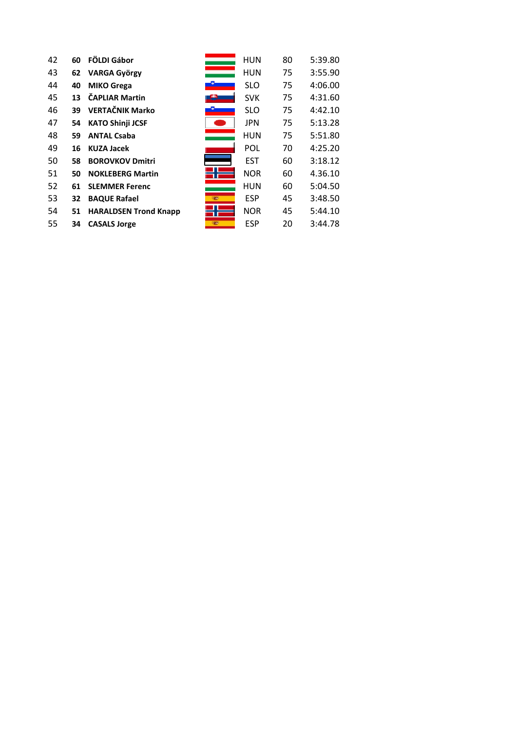| | | | | | |
|---|---|---|---|---|---|
| 42 | **60** | **FÖLDI Gábor** | HUN | 80 | 5:39.80 |
| 43 | **62** | **VARGA György** | HUN | 75 | 3:55.90 |
| 44 | **40** | **MIKO Grega** | SLO | 75 | 4:06.00 |
| 45 | **13** | **ČAPLIAR Martin** | SVK | 75 | 4:31.60 |
| 46 | **39** | **VERTAČNIK Marko** | SLO | 75 | 4:42.10 |
| 47 | **54** | **KATO Shinji JCSF** | JPN | 75 | 5:13.28 |
| 48 | **59** | **ANTAL Csaba** | HUN | 75 | 5:51.80 |
| 49 | **16** | **KUZA Jacek** | POL | 70 | 4:25.20 |
| 50 | **58** | **BOROVKOV Dmitri** | EST | 60 | 3:18.12 |
| 51 | **50** | **NOKLEBERG Martin** | NOR | 60 | 4.36.10 |
| 52 | **61** | **SLEMMER Ferenc** | HUN | 60 | 5:04.50 |
| 53 | **32** | **BAQUE Rafael** | ESP | 45 | 3:48.50 |
| 54 | **51** | **HARALDSEN Trond Knapp** | NOR | 45 | 5:44.10 |
| 55 | **34** | **CASALS Jorge** | ESP | 20 | 3:44.78 |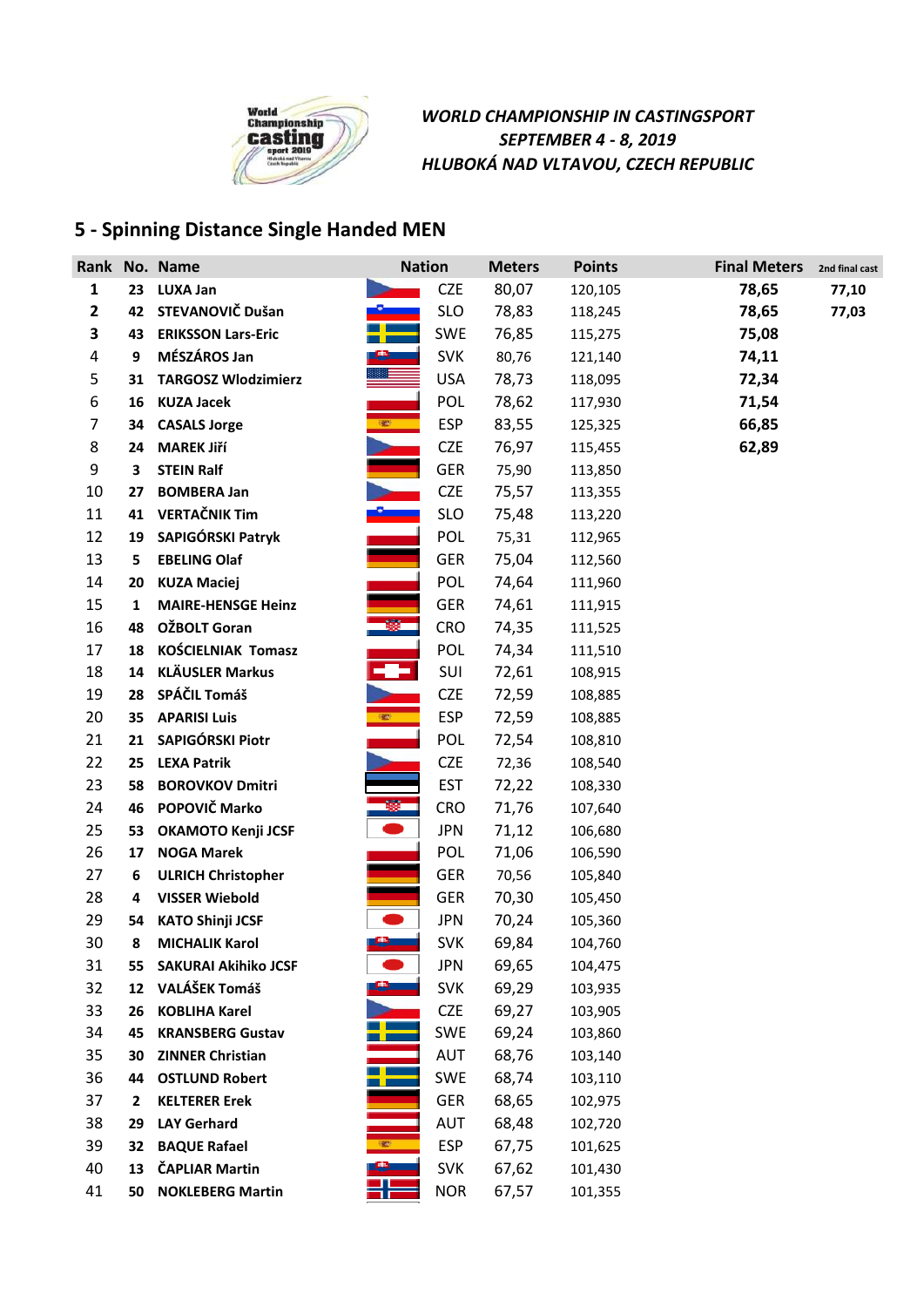*WORLD CHAMPIONSHIP IN CASTINGSPORT*
*SEPTEMBER 4 - 8, 2019*
*HLUBOKÁ NAD VLTAVOU, CZECH REPUBLIC*

## 5 - Spinning Distance Single Handed MEN

| Rank | No. | Name | Nation | Meters | Points | Final Meters | 2nd final cast |
|---|---|---|---|---|---|---|---|
| **1** | **23** | **LUXA Jan** | CZE | 80,07 | 120,105 | **78,65** | **77,10** |
| **2** | **42** | **STEVANOVIČ Dušan** | SLO | 78,83 | 118,245 | **78,65** | **77,03** |
| **3** | **43** | **ERIKSSON Lars-Eric** | SWE | 76,85 | 115,275 | **75,08** | |
| 4 | **9** | **MÉSZÁROS Jan** | SVK | 80,76 | 121,140 | **74,11** | |
| 5 | **31** | **TARGOSZ Wlodzimierz** | USA | 78,73 | 118,095 | **72,34** | |
| 6 | **16** | **KUZA Jacek** | POL | 78,62 | 117,930 | **71,54** | |
| 7 | **34** | **CASALS Jorge** | ESP | 83,55 | 125,325 | **66,85** | |
| 8 | **24** | **MAREK Jiří** | CZE | 76,97 | 115,455 | **62,89** | |
| 9 | **3** | **STEIN Ralf** | GER | 75,90 | 113,850 | | |
| 10 | **27** | **BOMBERA Jan** | CZE | 75,57 | 113,355 | | |
| 11 | **41** | **VERTAČNIK Tim** | SLO | 75,48 | 113,220 | | |
| 12 | **19** | **SAPIGÓRSKI Patryk** | POL | 75,31 | 112,965 | | |
| 13 | **5** | **EBELING Olaf** | GER | 75,04 | 112,560 | | |
| 14 | **20** | **KUZA Maciej** | POL | 74,64 | 111,960 | | |
| 15 | **1** | **MAIRE-HENSGE Heinz** | GER | 74,61 | 111,915 | | |
| 16 | **48** | **OŽBOLT Goran** | CRO | 74,35 | 111,525 | | |
| 17 | **18** | **KOŚCIELNIAK Tomasz** | POL | 74,34 | 111,510 | | |
| 18 | **14** | **KLÄUSLER Markus** | SUI | 72,61 | 108,915 | | |
| 19 | **28** | **SPÁČIL Tomáš** | CZE | 72,59 | 108,885 | | |
| 20 | **35** | **APARISI Luis** | ESP | 72,59 | 108,885 | | |
| 21 | **21** | **SAPIGÓRSKI Piotr** | POL | 72,54 | 108,810 | | |
| 22 | **25** | **LEXA Patrik** | CZE | 72,36 | 108,540 | | |
| 23 | **58** | **BOROVKOV Dmitri** | EST | 72,22 | 108,330 | | |
| 24 | **46** | **POPOVIČ Marko** | CRO | 71,76 | 107,640 | | |
| 25 | **53** | **OKAMOTO Kenji JCSF** | JPN | 71,12 | 106,680 | | |
| 26 | **17** | **NOGA Marek** | POL | 71,06 | 106,590 | | |
| 27 | **6** | **ULRICH Christopher** | GER | 70,56 | 105,840 | | |
| 28 | **4** | **VISSER Wiebold** | GER | 70,30 | 105,450 | | |
| 29 | **54** | **KATO Shinji JCSF** | JPN | 70,24 | 105,360 | | |
| 30 | **8** | **MICHALIK Karol** | SVK | 69,84 | 104,760 | | |
| 31 | **55** | **SAKURAI Akihiko JCSF** | JPN | 69,65 | 104,475 | | |
| 32 | **12** | **VALÁŠEK Tomáš** | SVK | 69,29 | 103,935 | | |
| 33 | **26** | **KOBLIHA Karel** | CZE | 69,27 | 103,905 | | |
| 34 | **45** | **KRANSBERG Gustav** | SWE | 69,24 | 103,860 | | |
| 35 | **30** | **ZINNER Christian** | AUT | 68,76 | 103,140 | | |
| 36 | **44** | **OSTLUND Robert** | SWE | 68,74 | 103,110 | | |
| 37 | **2** | **KELTERER Erek** | GER | 68,65 | 102,975 | | |
| 38 | **29** | **LAY Gerhard** | AUT | 68,48 | 102,720 | | |
| 39 | **32** | **BAQUE Rafael** | ESP | 67,75 | 101,625 | | |
| 40 | **13** | **ČAPLIAR Martin** | SVK | 67,62 | 101,430 | | |
| 41 | **50** | **NOKLEBERG Martin** | NOR | 67,57 | 101,355 | | |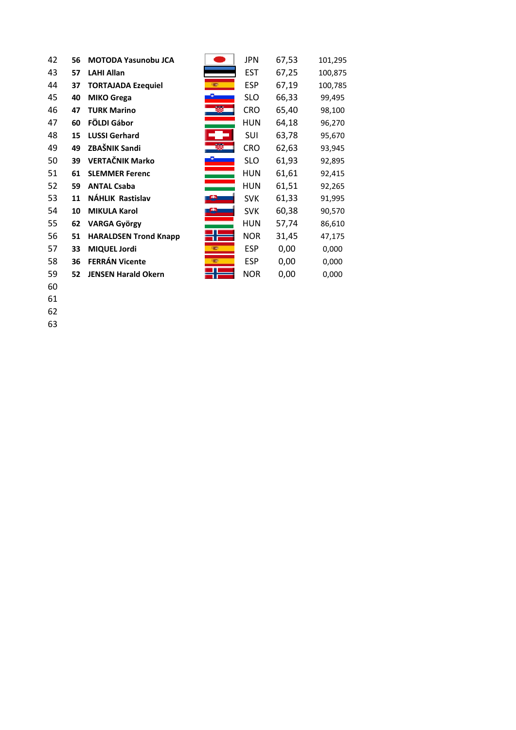| | | | | | |
|---|---|---|---|---|---|
| 42 | **56** | **MOTODA Yasunobu JCA** | JPN | 67,53 | 101,295 |
| 43 | **57** | **LAHI Allan** | EST | 67,25 | 100,875 |
| 44 | **37** | **TORTAJADA Ezequiel** | ESP | 67,19 | 100,785 |
| 45 | **40** | **MIKO Grega** | SLO | 66,33 | 99,495 |
| 46 | **47** | **TURK Marino** | CRO | 65,40 | 98,100 |
| 47 | **60** | **FÖLDI Gábor** | HUN | 64,18 | 96,270 |
| 48 | **15** | **LUSSI Gerhard** | SUI | 63,78 | 95,670 |
| 49 | **49** | **ZBAŠNIK Sandi** | CRO | 62,63 | 93,945 |
| 50 | **39** | **VERTAČNIK Marko** | SLO | 61,93 | 92,895 |
| 51 | **61** | **SLEMMER Ferenc** | HUN | 61,61 | 92,415 |
| 52 | **59** | **ANTAL Csaba** | HUN | 61,51 | 92,265 |
| 53 | **11** | **NÁHLIK Rastislav** | SVK | 61,33 | 91,995 |
| 54 | **10** | **MIKULA Karol** | SVK | 60,38 | 90,570 |
| 55 | **62** | **VARGA György** | HUN | 57,74 | 86,610 |
| 56 | **51** | **HARALDSEN Trond Knapp** | NOR | 31,45 | 47,175 |
| 57 | **33** | **MIQUEL Jordi** | ESP | 0,00 | 0,000 |
| 58 | **36** | **FERRÁN Vicente** | ESP | 0,00 | 0,000 |
| 59 | **52** | **JENSEN Harald Okern** | NOR | 0,00 | 0,000 |
| 60 | | | | | |
| 61 | | | | | |
| 62 | | | | | |
| 63 | | | | | |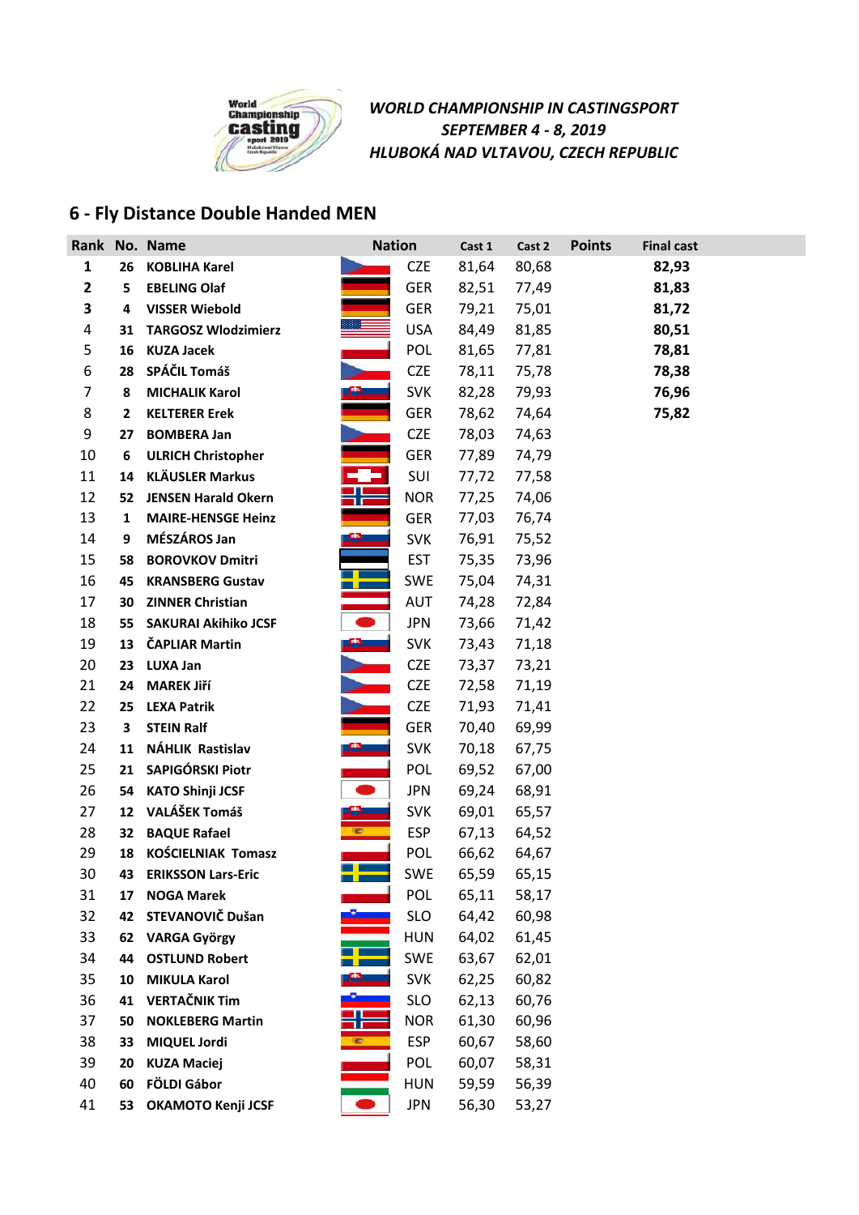*WORLD CHAMPIONSHIP IN CASTINGSPORT*
*SEPTEMBER 4 - 8, 2019*
*HLUBOKÁ NAD VLTAVOU, CZECH REPUBLIC*

## 6 - Fly Distance Double Handed MEN

| Rank | No. | Name | Nation | Cast 1 | Cast 2 | Points | Final cast |
|---|---|---|---|---|---|---|---|
| **1** | **26** | **KOBLIHA Karel** | CZE | 81,64 | 80,68 | | **82,93** |
| **2** | **5** | **EBELING Olaf** | GER | 82,51 | 77,49 | | **81,83** |
| **3** | **4** | **VISSER Wiebold** | GER | 79,21 | 75,01 | | **81,72** |
| 4 | **31** | **TARGOSZ Wlodzimierz** | USA | 84,49 | 81,85 | | **80,51** |
| 5 | **16** | **KUZA Jacek** | POL | 81,65 | 77,81 | | **78,81** |
| 6 | **28** | **SPÁČIL Tomáš** | CZE | 78,11 | 75,78 | | **78,38** |
| 7 | **8** | **MICHALIK Karol** | SVK | 82,28 | 79,93 | | **76,96** |
| 8 | **2** | **KELTERER Erek** | GER | 78,62 | 74,64 | | **75,82** |
| 9 | **27** | **BOMBERA Jan** | CZE | 78,03 | 74,63 | | |
| 10 | **6** | **ULRICH Christopher** | GER | 77,89 | 74,79 | | |
| 11 | **14** | **KLÄUSLER Markus** | SUI | 77,72 | 77,58 | | |
| 12 | **52** | **JENSEN Harald Okern** | NOR | 77,25 | 74,06 | | |
| 13 | **1** | **MAIRE-HENSGE Heinz** | GER | 77,03 | 76,74 | | |
| 14 | **9** | **MÉSZÁROS Jan** | SVK | 76,91 | 75,52 | | |
| 15 | **58** | **BOROVKOV Dmitri** | EST | 75,35 | 73,96 | | |
| 16 | **45** | **KRANSBERG Gustav** | SWE | 75,04 | 74,31 | | |
| 17 | **30** | **ZINNER Christian** | AUT | 74,28 | 72,84 | | |
| 18 | **55** | **SAKURAI Akihiko JCSF** | JPN | 73,66 | 71,42 | | |
| 19 | **13** | **ČAPLIAR Martin** | SVK | 73,43 | 71,18 | | |
| 20 | **23** | **LUXA Jan** | CZE | 73,37 | 73,21 | | |
| 21 | **24** | **MAREK Jiří** | CZE | 72,58 | 71,19 | | |
| 22 | **25** | **LEXA Patrik** | CZE | 71,93 | 71,41 | | |
| 23 | **3** | **STEIN Ralf** | GER | 70,40 | 69,99 | | |
| 24 | **11** | **NÁHLIK Rastislav** | SVK | 70,18 | 67,75 | | |
| 25 | **21** | **SAPIGÓRSKI Piotr** | POL | 69,52 | 67,00 | | |
| 26 | **54** | **KATO Shinji JCSF** | JPN | 69,24 | 68,91 | | |
| 27 | **12** | **VALÁŠEK Tomáš** | SVK | 69,01 | 65,57 | | |
| 28 | **32** | **BAQUE Rafael** | ESP | 67,13 | 64,52 | | |
| 29 | **18** | **KOŚCIELNIAK Tomasz** | POL | 66,62 | 64,67 | | |
| 30 | **43** | **ERIKSSON Lars-Eric** | SWE | 65,59 | 65,15 | | |
| 31 | **17** | **NOGA Marek** | POL | 65,11 | 58,17 | | |
| 32 | **42** | **STEVANOVIČ Dušan** | SLO | 64,42 | 60,98 | | |
| 33 | **62** | **VARGA György** | HUN | 64,02 | 61,45 | | |
| 34 | **44** | **OSTLUND Robert** | SWE | 63,67 | 62,01 | | |
| 35 | **10** | **MIKULA Karol** | SVK | 62,25 | 60,82 | | |
| 36 | **41** | **VERTAČNIK Tim** | SLO | 62,13 | 60,76 | | |
| 37 | **50** | **NOKLEBERG Martin** | NOR | 61,30 | 60,96 | | |
| 38 | **33** | **MIQUEL Jordi** | ESP | 60,67 | 58,60 | | |
| 39 | **20** | **KUZA Maciej** | POL | 60,07 | 58,31 | | |
| 40 | **60** | **FÖLDI Gábor** | HUN | 59,59 | 56,39 | | |
| 41 | **53** | **OKAMOTO Kenji JCSF** | JPN | 56,30 | 53,27 | | |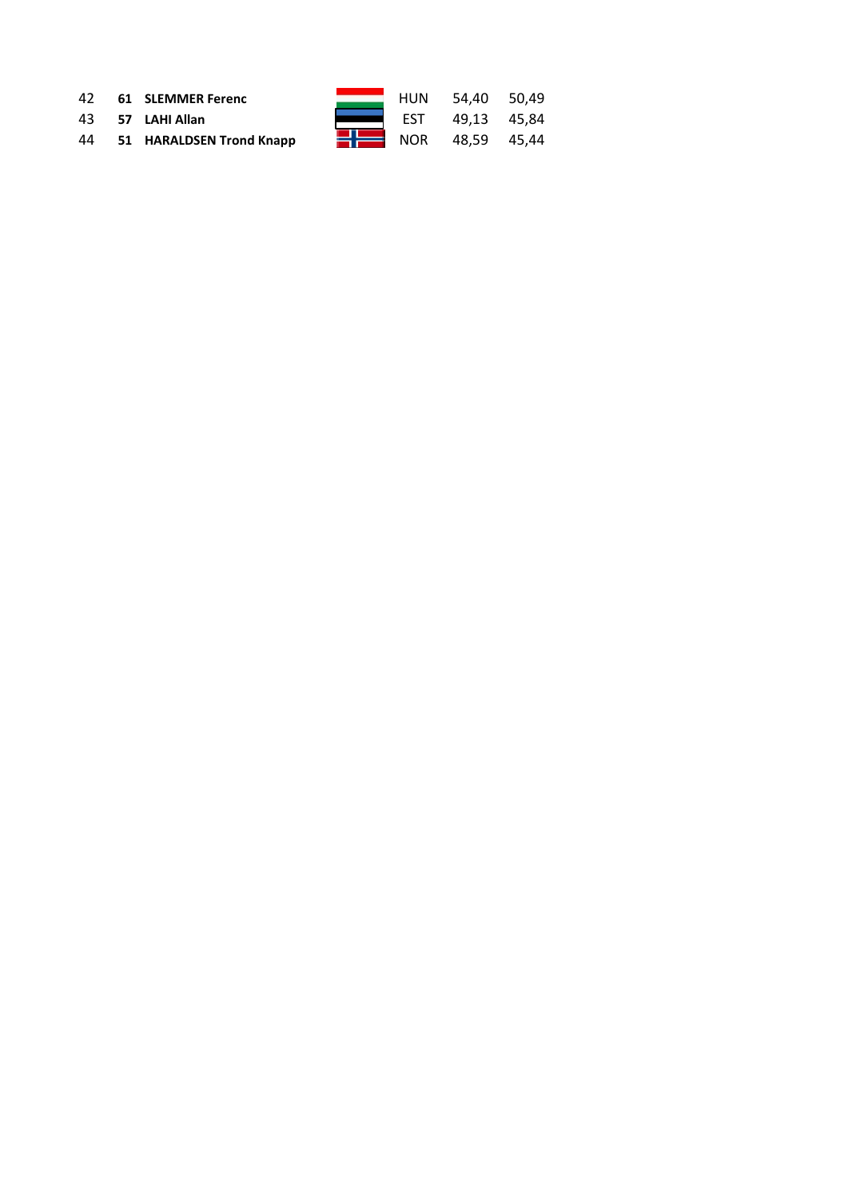| | | | | | |
|---|---|---|---|---|---|
| 42 | **61** | **SLEMMER Ferenc** | HUN | 54,40 | 50,49 |
| 43 | **57** | **LAHI Allan** | EST | 49,13 | 45,84 |
| 44 | **51** | **HARALDSEN Trond Knapp** | NOR | 48,59 | 45,44 |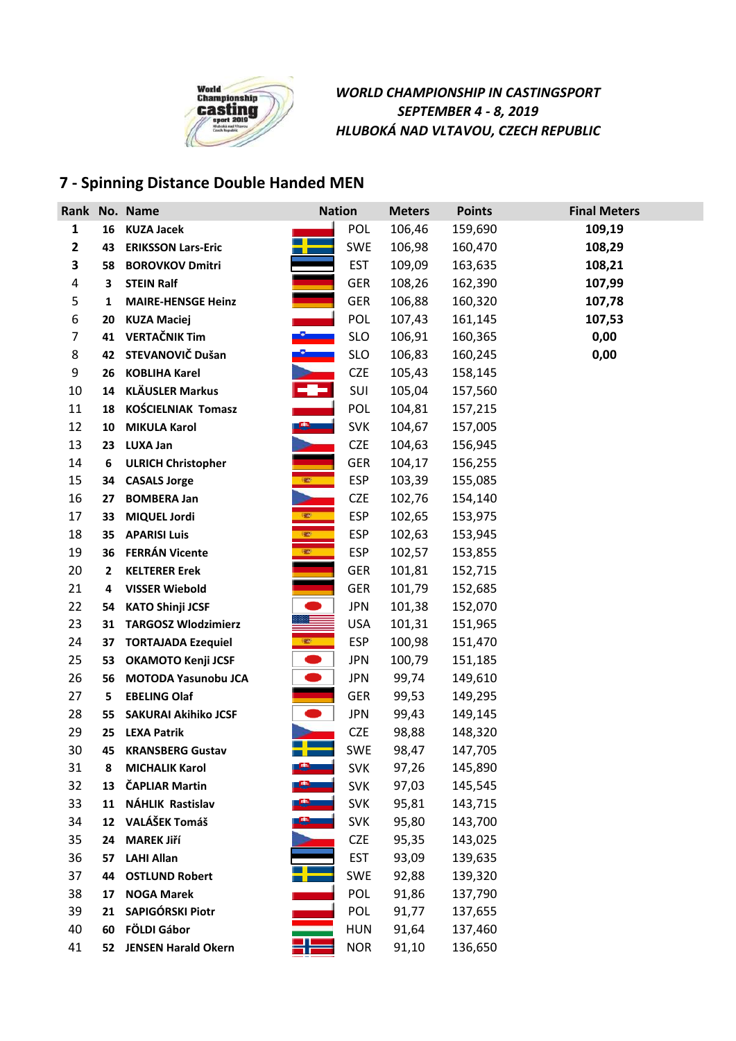*WORLD CHAMPIONSHIP IN CASTINGSPORT*
*SEPTEMBER 4 - 8, 2019*
*HLUBOKÁ NAD VLTAVOU, CZECH REPUBLIC*

## 7 - Spinning Distance Double Handed MEN

| Rank | No. | Name | Nation | Meters | Points | Final Meters |
|---|---|---|---|---|---|---|
| **1** | **16** | **KUZA Jacek** | POL | 106,46 | 159,690 | **109,19** |
| **2** | **43** | **ERIKSSON Lars-Eric** | SWE | 106,98 | 160,470 | **108,29** |
| **3** | **58** | **BOROVKOV Dmitri** | EST | 109,09 | 163,635 | **108,21** |
| 4 | **3** | **STEIN Ralf** | GER | 108,26 | 162,390 | **107,99** |
| 5 | **1** | **MAIRE-HENSGE Heinz** | GER | 106,88 | 160,320 | **107,78** |
| 6 | **20** | **KUZA Maciej** | POL | 107,43 | 161,145 | **107,53** |
| 7 | **41** | **VERTAČNIK Tim** | SLO | 106,91 | 160,365 | **0,00** |
| 8 | **42** | **STEVANOVIČ Dušan** | SLO | 106,83 | 160,245 | **0,00** |
| 9 | **26** | **KOBLIHA Karel** | CZE | 105,43 | 158,145 | |
| 10 | **14** | **KLÄUSLER Markus** | SUI | 105,04 | 157,560 | |
| 11 | **18** | **KOŚCIELNIAK Tomasz** | POL | 104,81 | 157,215 | |
| 12 | **10** | **MIKULA Karol** | SVK | 104,67 | 157,005 | |
| 13 | **23** | **LUXA Jan** | CZE | 104,63 | 156,945 | |
| 14 | **6** | **ULRICH Christopher** | GER | 104,17 | 156,255 | |
| 15 | **34** | **CASALS Jorge** | ESP | 103,39 | 155,085 | |
| 16 | **27** | **BOMBERA Jan** | CZE | 102,76 | 154,140 | |
| 17 | **33** | **MIQUEL Jordi** | ESP | 102,65 | 153,975 | |
| 18 | **35** | **APARISI Luis** | ESP | 102,63 | 153,945 | |
| 19 | **36** | **FERRÁN Vicente** | ESP | 102,57 | 153,855 | |
| 20 | **2** | **KELTERER Erek** | GER | 101,81 | 152,715 | |
| 21 | **4** | **VISSER Wiebold** | GER | 101,79 | 152,685 | |
| 22 | **54** | **KATO Shinji JCSF** | JPN | 101,38 | 152,070 | |
| 23 | **31** | **TARGOSZ Wlodzimierz** | USA | 101,31 | 151,965 | |
| 24 | **37** | **TORTAJADA Ezequiel** | ESP | 100,98 | 151,470 | |
| 25 | **53** | **OKAMOTO Kenji JCSF** | JPN | 100,79 | 151,185 | |
| 26 | **56** | **MOTODA Yasunobu JCA** | JPN | 99,74 | 149,610 | |
| 27 | **5** | **EBELING Olaf** | GER | 99,53 | 149,295 | |
| 28 | **55** | **SAKURAI Akihiko JCSF** | JPN | 99,43 | 149,145 | |
| 29 | **25** | **LEXA Patrik** | CZE | 98,88 | 148,320 | |
| 30 | **45** | **KRANSBERG Gustav** | SWE | 98,47 | 147,705 | |
| 31 | **8** | **MICHALIK Karol** | SVK | 97,26 | 145,890 | |
| 32 | **13** | **ČAPLIAR Martin** | SVK | 97,03 | 145,545 | |
| 33 | **11** | **NÁHLIK Rastislav** | SVK | 95,81 | 143,715 | |
| 34 | **12** | **VALÁŠEK Tomáš** | SVK | 95,80 | 143,700 | |
| 35 | **24** | **MAREK Jiří** | CZE | 95,35 | 143,025 | |
| 36 | **57** | **LAHI Allan** | EST | 93,09 | 139,635 | |
| 37 | **44** | **OSTLUND Robert** | SWE | 92,88 | 139,320 | |
| 38 | **17** | **NOGA Marek** | POL | 91,86 | 137,790 | |
| 39 | **21** | **SAPIGÓRSKI Piotr** | POL | 91,77 | 137,655 | |
| 40 | **60** | **FÖLDI Gábor** | HUN | 91,64 | 137,460 | |
| 41 | **52** | **JENSEN Harald Okern** | NOR | 91,10 | 136,650 | |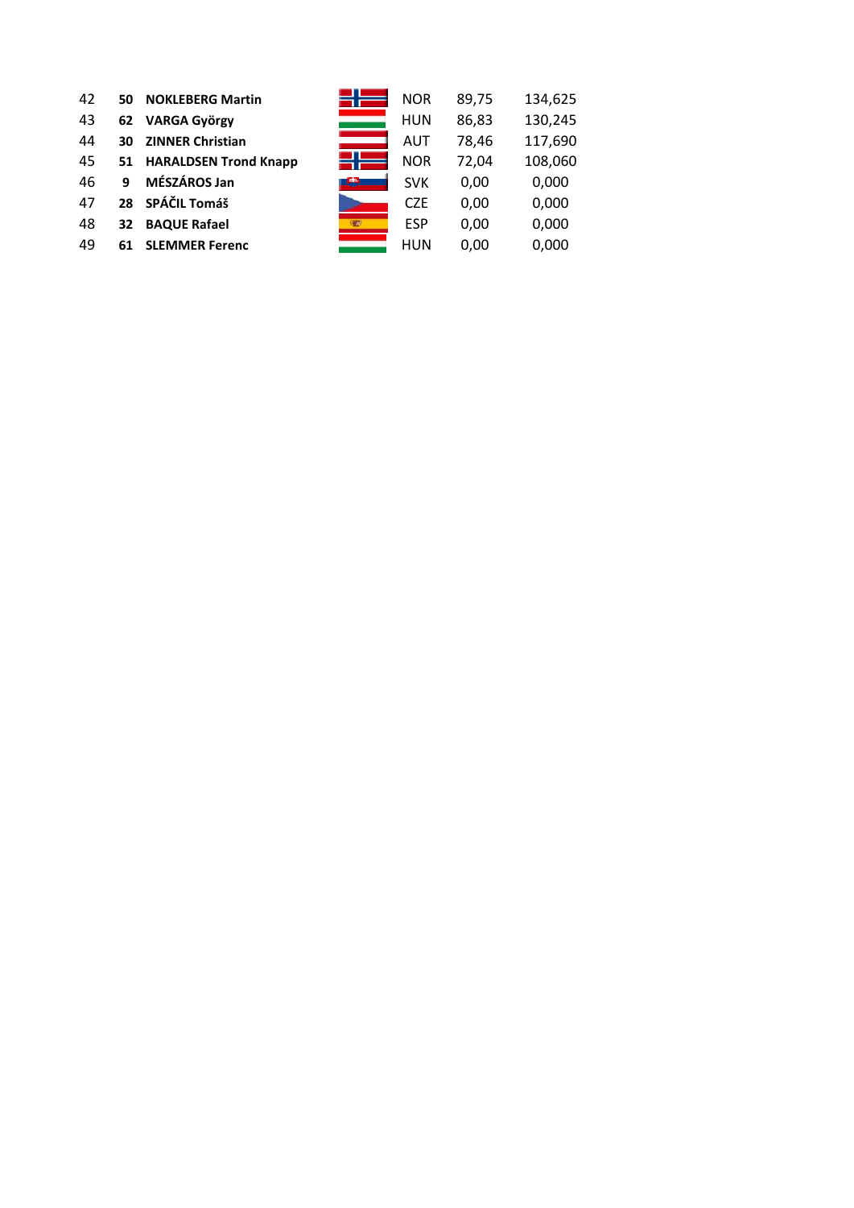| | | | | | |
|---|---|---|---|---|---|
| 42 | **50** | **NOKLEBERG Martin** | NOR | 89,75 | 134,625 |
| 43 | **62** | **VARGA György** | HUN | 86,83 | 130,245 |
| 44 | **30** | **ZINNER Christian** | AUT | 78,46 | 117,690 |
| 45 | **51** | **HARALDSEN Trond Knapp** | NOR | 72,04 | 108,060 |
| 46 | **9** | **MÉSZÁROS Jan** | SVK | 0,00 | 0,000 |
| 47 | **28** | **SPÁČIL Tomáš** | CZE | 0,00 | 0,000 |
| 48 | **32** | **BAQUE Rafael** | ESP | 0,00 | 0,000 |
| 49 | **61** | **SLEMMER Ferenc** | HUN | 0,00 | 0,000 |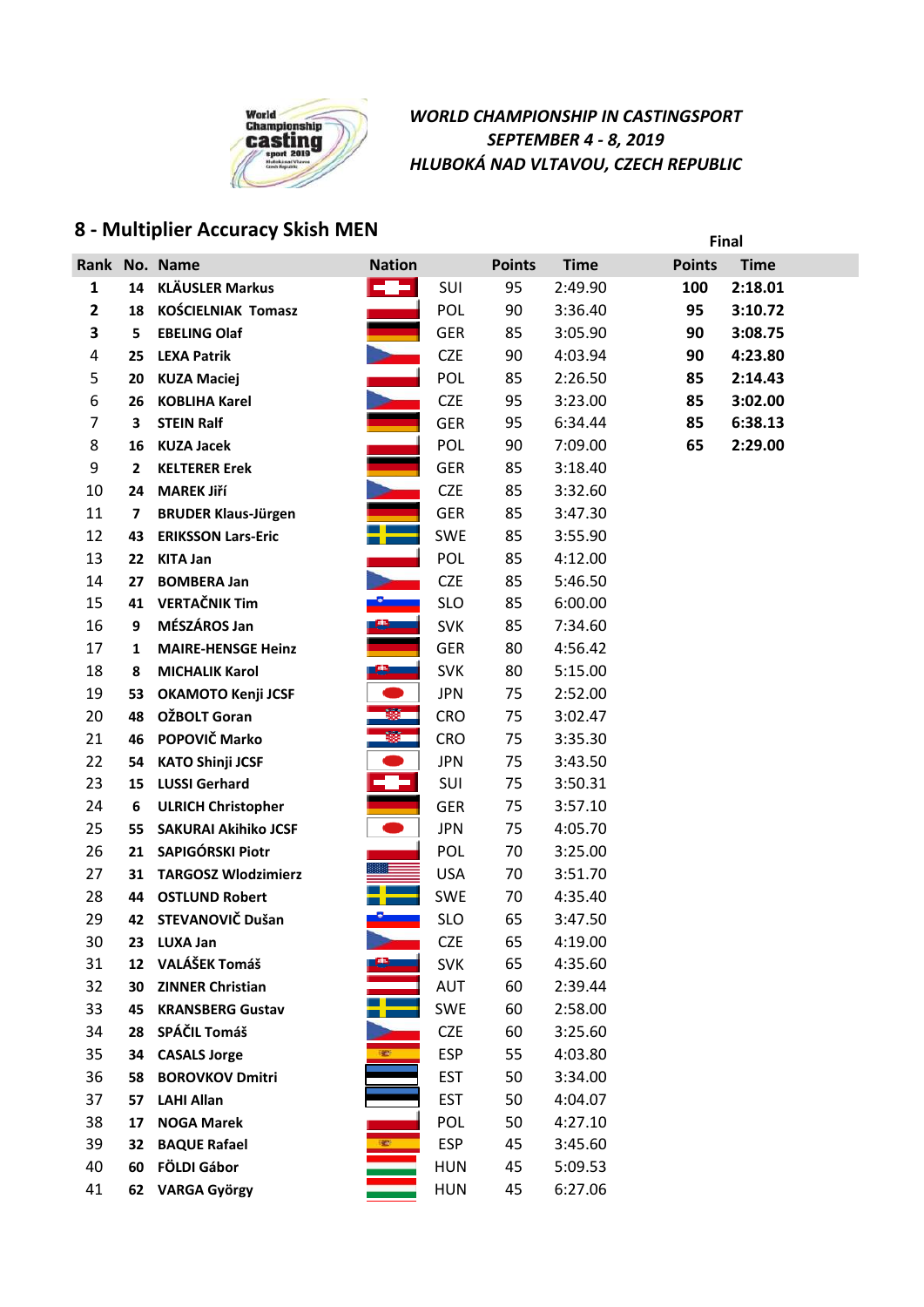*WORLD CHAMPIONSHIP IN CASTINGSPORT*
*SEPTEMBER 4 - 8, 2019*
*HLUBOKÁ NAD VLTAVOU, CZECH REPUBLIC*

## 8 - Multiplier Accuracy Skish MEN

| Rank | No. | Name | Nation | Points | Time | Final Points | Final Time |
|---|---|---|---|---|---|---|---|
| **1** | **14** | **KLÄUSLER Markus** | SUI | 95 | 2:49.90 | **100** | **2:18.01** |
| **2** | **18** | **KOŚCIELNIAK Tomasz** | POL | 90 | 3:36.40 | **95** | **3:10.72** |
| **3** | **5** | **EBELING Olaf** | GER | 85 | 3:05.90 | **90** | **3:08.75** |
| 4 | **25** | **LEXA Patrik** | CZE | 90 | 4:03.94 | **90** | **4:23.80** |
| 5 | **20** | **KUZA Maciej** | POL | 85 | 2:26.50 | **85** | **2:14.43** |
| 6 | **26** | **KOBLIHA Karel** | CZE | 95 | 3:23.00 | **85** | **3:02.00** |
| 7 | **3** | **STEIN Ralf** | GER | 95 | 6:34.44 | **85** | **6:38.13** |
| 8 | **16** | **KUZA Jacek** | POL | 90 | 7:09.00 | **65** | **2:29.00** |
| 9 | **2** | **KELTERER Erek** | GER | 85 | 3:18.40 | | |
| 10 | **24** | **MAREK Jiří** | CZE | 85 | 3:32.60 | | |
| 11 | **7** | **BRUDER Klaus-Jürgen** | GER | 85 | 3:47.30 | | |
| 12 | **43** | **ERIKSSON Lars-Eric** | SWE | 85 | 3:55.90 | | |
| 13 | **22** | **KITA Jan** | POL | 85 | 4:12.00 | | |
| 14 | **27** | **BOMBERA Jan** | CZE | 85 | 5:46.50 | | |
| 15 | **41** | **VERTAČNIK Tim** | SLO | 85 | 6:00.00 | | |
| 16 | **9** | **MÉSZÁROS Jan** | SVK | 85 | 7:34.60 | | |
| 17 | **1** | **MAIRE-HENSGE Heinz** | GER | 80 | 4:56.42 | | |
| 18 | **8** | **MICHALIK Karol** | SVK | 80 | 5:15.00 | | |
| 19 | **53** | **OKAMOTO Kenji JCSF** | JPN | 75 | 2:52.00 | | |
| 20 | **48** | **OŽBOLT Goran** | CRO | 75 | 3:02.47 | | |
| 21 | **46** | **POPOVIČ Marko** | CRO | 75 | 3:35.30 | | |
| 22 | **54** | **KATO Shinji JCSF** | JPN | 75 | 3:43.50 | | |
| 23 | **15** | **LUSSI Gerhard** | SUI | 75 | 3:50.31 | | |
| 24 | **6** | **ULRICH Christopher** | GER | 75 | 3:57.10 | | |
| 25 | **55** | **SAKURAI Akihiko JCSF** | JPN | 75 | 4:05.70 | | |
| 26 | **21** | **SAPIGÓRSKI Piotr** | POL | 70 | 3:25.00 | | |
| 27 | **31** | **TARGOSZ Wlodzimierz** | USA | 70 | 3:51.70 | | |
| 28 | **44** | **OSTLUND Robert** | SWE | 70 | 4:35.40 | | |
| 29 | **42** | **STEVANOVIČ Dušan** | SLO | 65 | 3:47.50 | | |
| 30 | **23** | **LUXA Jan** | CZE | 65 | 4:19.00 | | |
| 31 | **12** | **VALÁŠEK Tomáš** | SVK | 65 | 4:35.60 | | |
| 32 | **30** | **ZINNER Christian** | AUT | 60 | 2:39.44 | | |
| 33 | **45** | **KRANSBERG Gustav** | SWE | 60 | 2:58.00 | | |
| 34 | **28** | **SPÁČIL Tomáš** | CZE | 60 | 3:25.60 | | |
| 35 | **34** | **CASALS Jorge** | ESP | 55 | 4:03.80 | | |
| 36 | **58** | **BOROVKOV Dmitri** | EST | 50 | 3:34.00 | | |
| 37 | **57** | **LAHI Allan** | EST | 50 | 4:04.07 | | |
| 38 | **17** | **NOGA Marek** | POL | 50 | 4:27.10 | | |
| 39 | **32** | **BAQUE Rafael** | ESP | 45 | 3:45.60 | | |
| 40 | **60** | **FÖLDI Gábor** | HUN | 45 | 5:09.53 | | |
| 41 | **62** | **VARGA György** | HUN | 45 | 6:27.06 | | |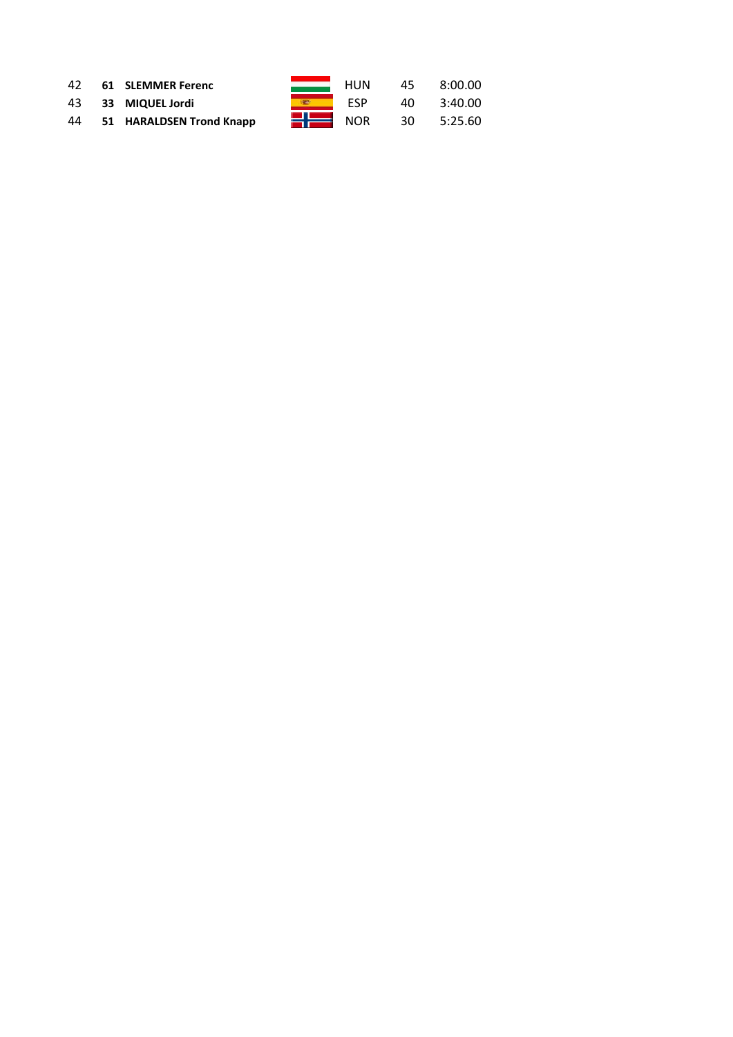| | | | | | |
|---|---|---|---|---|---|
| 42 | **61** | **SLEMMER Ferenc** | HUN | 45 | 8:00.00 |
| 43 | **33** | **MIQUEL Jordi** | ESP | 40 | 3:40.00 |
| 44 | **51** | **HARALDSEN Trond Knapp** | NOR | 30 | 5:25.60 |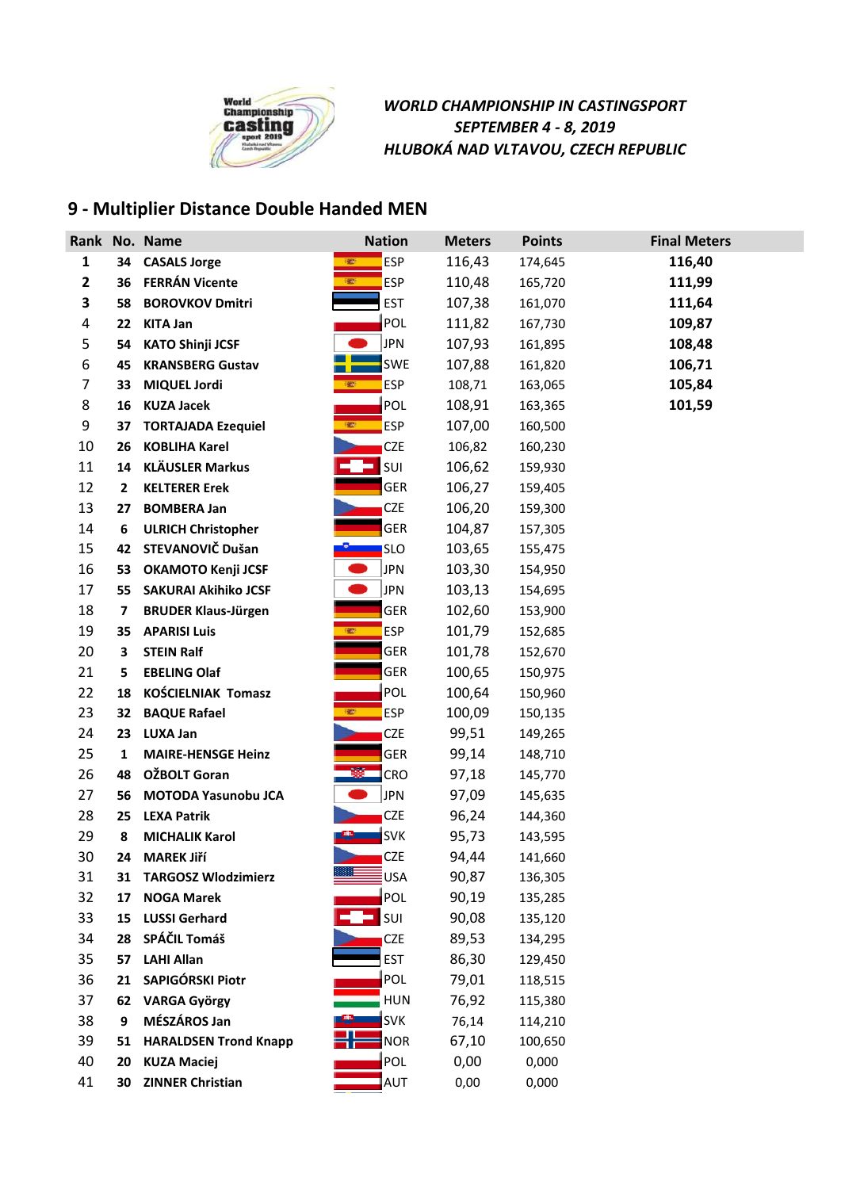*WORLD CHAMPIONSHIP IN CASTINGSPORT*
*SEPTEMBER 4 - 8, 2019*
*HLUBOKÁ NAD VLTAVOU, CZECH REPUBLIC*

## 9 - Multiplier Distance Double Handed MEN

| Rank | No. | Name | Nation | Meters | Points | Final Meters |
|---|---|---|---|---|---|---|
| **1** | **34** | **CASALS Jorge** | ESP | 116,43 | 174,645 | **116,40** |
| **2** | **36** | **FERRÁN Vicente** | ESP | 110,48 | 165,720 | **111,99** |
| **3** | **58** | **BOROVKOV Dmitri** | EST | 107,38 | 161,070 | **111,64** |
| 4 | **22** | **KITA Jan** | POL | 111,82 | 167,730 | **109,87** |
| 5 | **54** | **KATO Shinji JCSF** | JPN | 107,93 | 161,895 | **108,48** |
| 6 | **45** | **KRANSBERG Gustav** | SWE | 107,88 | 161,820 | **106,71** |
| 7 | **33** | **MIQUEL Jordi** | ESP | 108,71 | 163,065 | **105,84** |
| 8 | **16** | **KUZA Jacek** | POL | 108,91 | 163,365 | **101,59** |
| 9 | **37** | **TORTAJADA Ezequiel** | ESP | 107,00 | 160,500 | |
| 10 | **26** | **KOBLIHA Karel** | CZE | 106,82 | 160,230 | |
| 11 | **14** | **KLÄUSLER Markus** | SUI | 106,62 | 159,930 | |
| 12 | **2** | **KELTERER Erek** | GER | 106,27 | 159,405 | |
| 13 | **27** | **BOMBERA Jan** | CZE | 106,20 | 159,300 | |
| 14 | **6** | **ULRICH Christopher** | GER | 104,87 | 157,305 | |
| 15 | **42** | **STEVANOVIČ Dušan** | SLO | 103,65 | 155,475 | |
| 16 | **53** | **OKAMOTO Kenji JCSF** | JPN | 103,30 | 154,950 | |
| 17 | **55** | **SAKURAI Akihiko JCSF** | JPN | 103,13 | 154,695 | |
| 18 | **7** | **BRUDER Klaus-Jürgen** | GER | 102,60 | 153,900 | |
| 19 | **35** | **APARISI Luis** | ESP | 101,79 | 152,685 | |
| 20 | **3** | **STEIN Ralf** | GER | 101,78 | 152,670 | |
| 21 | **5** | **EBELING Olaf** | GER | 100,65 | 150,975 | |
| 22 | **18** | **KOŚCIELNIAK Tomasz** | POL | 100,64 | 150,960 | |
| 23 | **32** | **BAQUE Rafael** | ESP | 100,09 | 150,135 | |
| 24 | **23** | **LUXA Jan** | CZE | 99,51 | 149,265 | |
| 25 | **1** | **MAIRE-HENSGE Heinz** | GER | 99,14 | 148,710 | |
| 26 | **48** | **OŽBOLT Goran** | CRO | 97,18 | 145,770 | |
| 27 | **56** | **MOTODA Yasunobu JCA** | JPN | 97,09 | 145,635 | |
| 28 | **25** | **LEXA Patrik** | CZE | 96,24 | 144,360 | |
| 29 | **8** | **MICHALIK Karol** | SVK | 95,73 | 143,595 | |
| 30 | **24** | **MAREK Jiří** | CZE | 94,44 | 141,660 | |
| 31 | **31** | **TARGOSZ Wlodzimierz** | USA | 90,87 | 136,305 | |
| 32 | **17** | **NOGA Marek** | POL | 90,19 | 135,285 | |
| 33 | **15** | **LUSSI Gerhard** | SUI | 90,08 | 135,120 | |
| 34 | **28** | **SPÁČIL Tomáš** | CZE | 89,53 | 134,295 | |
| 35 | **57** | **LAHI Allan** | EST | 86,30 | 129,450 | |
| 36 | **21** | **SAPIGÓRSKI Piotr** | POL | 79,01 | 118,515 | |
| 37 | **62** | **VARGA György** | HUN | 76,92 | 115,380 | |
| 38 | **9** | **MÉSZÁROS Jan** | SVK | 76,14 | 114,210 | |
| 39 | **51** | **HARALDSEN Trond Knapp** | NOR | 67,10 | 100,650 | |
| 40 | **20** | **KUZA Maciej** | POL | 0,00 | 0,000 | |
| 41 | **30** | **ZINNER Christian** | AUT | 0,00 | 0,000 | |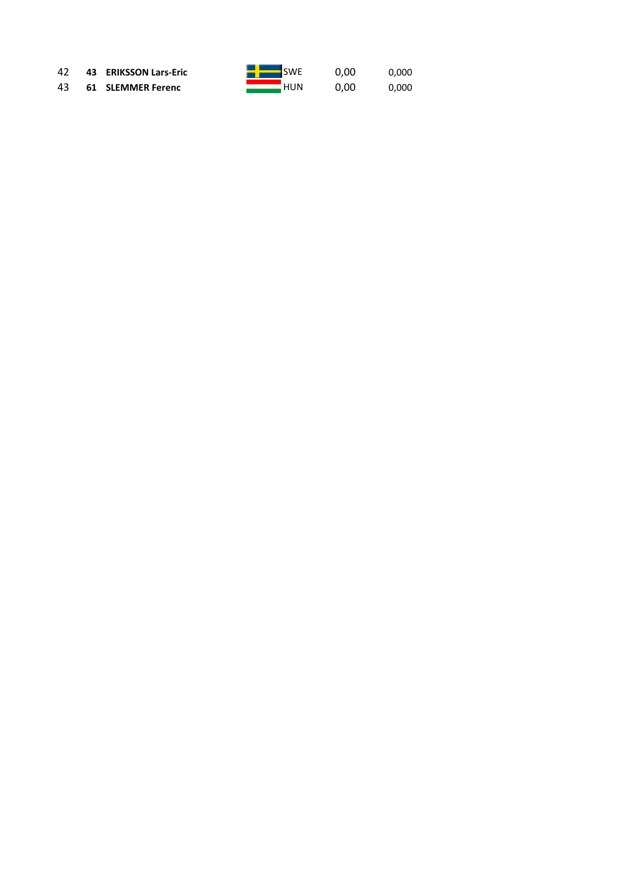| | | | | | |
|---|---|---|---|---|---|
| 42 | **43** | **ERIKSSON Lars-Eric** | SWE | 0,00 | 0,000 |
| 43 | **61** | **SLEMMER Ferenc** | HUN | 0,00 | 0,000 |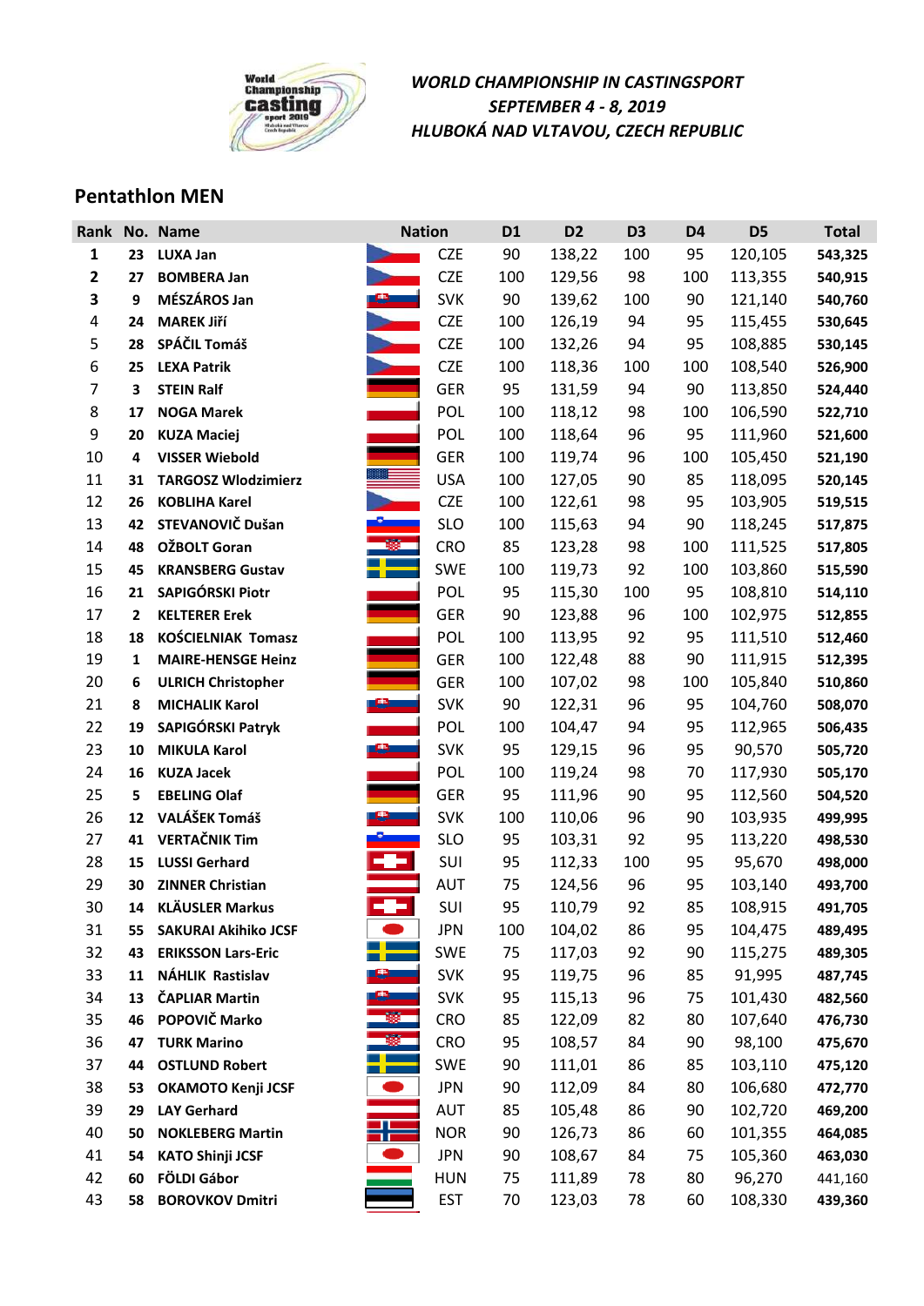*WORLD CHAMPIONSHIP IN CASTINGSPORT*
*SEPTEMBER 4 - 8, 2019*
*HLUBOKÁ NAD VLTAVOU, CZECH REPUBLIC*

## Pentathlon MEN

| Rank | No. | Name | Nation | D1 | D2 | D3 | D4 | D5 | Total |
|---|---|---|---|---|---|---|---|---|---|
| **1** | **23** | **LUXA Jan** | CZE | 90 | 138,22 | 100 | 95 | 120,105 | **543,325** |
| **2** | **27** | **BOMBERA Jan** | CZE | 100 | 129,56 | 98 | 100 | 113,355 | **540,915** |
| **3** | **9** | **MÉSZÁROS Jan** | SVK | 90 | 139,62 | 100 | 90 | 121,140 | **540,760** |
| 4 | **24** | **MAREK Jiří** | CZE | 100 | 126,19 | 94 | 95 | 115,455 | **530,645** |
| 5 | **28** | **SPÁČIL Tomáš** | CZE | 100 | 132,26 | 94 | 95 | 108,885 | **530,145** |
| 6 | **25** | **LEXA Patrik** | CZE | 100 | 118,36 | 100 | 100 | 108,540 | **526,900** |
| 7 | **3** | **STEIN Ralf** | GER | 95 | 131,59 | 94 | 90 | 113,850 | **524,440** |
| 8 | **17** | **NOGA Marek** | POL | 100 | 118,12 | 98 | 100 | 106,590 | **522,710** |
| 9 | **20** | **KUZA Maciej** | POL | 100 | 118,64 | 96 | 95 | 111,960 | **521,600** |
| 10 | **4** | **VISSER Wiebold** | GER | 100 | 119,74 | 96 | 100 | 105,450 | **521,190** |
| 11 | **31** | **TARGOSZ Wlodzimierz** | USA | 100 | 127,05 | 90 | 85 | 118,095 | **520,145** |
| 12 | **26** | **KOBLIHA Karel** | CZE | 100 | 122,61 | 98 | 95 | 103,905 | **519,515** |
| 13 | **42** | **STEVANOVIČ Dušan** | SLO | 100 | 115,63 | 94 | 90 | 118,245 | **517,875** |
| 14 | **48** | **OŽBOLT Goran** | CRO | 85 | 123,28 | 98 | 100 | 111,525 | **517,805** |
| 15 | **45** | **KRANSBERG Gustav** | SWE | 100 | 119,73 | 92 | 100 | 103,860 | **515,590** |
| 16 | **21** | **SAPIGÓRSKI Piotr** | POL | 95 | 115,30 | 100 | 95 | 108,810 | **514,110** |
| 17 | **2** | **KELTERER Erek** | GER | 90 | 123,88 | 96 | 100 | 102,975 | **512,855** |
| 18 | **18** | **KOŚCIELNIAK Tomasz** | POL | 100 | 113,95 | 92 | 95 | 111,510 | **512,460** |
| 19 | **1** | **MAIRE-HENSGE Heinz** | GER | 100 | 122,48 | 88 | 90 | 111,915 | **512,395** |
| 20 | **6** | **ULRICH Christopher** | GER | 100 | 107,02 | 98 | 100 | 105,840 | **510,860** |
| 21 | **8** | **MICHALIK Karol** | SVK | 90 | 122,31 | 96 | 95 | 104,760 | **508,070** |
| 22 | **19** | **SAPIGÓRSKI Patryk** | POL | 100 | 104,47 | 94 | 95 | 112,965 | **506,435** |
| 23 | **10** | **MIKULA Karol** | SVK | 95 | 129,15 | 96 | 95 | 90,570 | **505,720** |
| 24 | **16** | **KUZA Jacek** | POL | 100 | 119,24 | 98 | 70 | 117,930 | **505,170** |
| 25 | **5** | **EBELING Olaf** | GER | 95 | 111,96 | 90 | 95 | 112,560 | **504,520** |
| 26 | **12** | **VALÁŠEK Tomáš** | SVK | 100 | 110,06 | 96 | 90 | 103,935 | **499,995** |
| 27 | **41** | **VERTAČNIK Tim** | SLO | 95 | 103,31 | 92 | 95 | 113,220 | **498,530** |
| 28 | **15** | **LUSSI Gerhard** | SUI | 95 | 112,33 | 100 | 95 | 95,670 | **498,000** |
| 29 | **30** | **ZINNER Christian** | AUT | 75 | 124,56 | 96 | 95 | 103,140 | **493,700** |
| 30 | **14** | **KLÄUSLER Markus** | SUI | 95 | 110,79 | 92 | 85 | 108,915 | **491,705** |
| 31 | **55** | **SAKURAI Akihiko JCSF** | JPN | 100 | 104,02 | 86 | 95 | 104,475 | **489,495** |
| 32 | **43** | **ERIKSSON Lars-Eric** | SWE | 75 | 117,03 | 92 | 90 | 115,275 | **489,305** |
| 33 | **11** | **NÁHLIK Rastislav** | SVK | 95 | 119,75 | 96 | 85 | 91,995 | **487,745** |
| 34 | **13** | **ČAPLIAR Martin** | SVK | 95 | 115,13 | 96 | 75 | 101,430 | **482,560** |
| 35 | **46** | **POPOVIČ Marko** | CRO | 85 | 122,09 | 82 | 80 | 107,640 | **476,730** |
| 36 | **47** | **TURK Marino** | CRO | 95 | 108,57 | 84 | 90 | 98,100 | **475,670** |
| 37 | **44** | **OSTLUND Robert** | SWE | 90 | 111,01 | 86 | 85 | 103,110 | **475,120** |
| 38 | **53** | **OKAMOTO Kenji JCSF** | JPN | 90 | 112,09 | 84 | 80 | 106,680 | **472,770** |
| 39 | **29** | **LAY Gerhard** | AUT | 85 | 105,48 | 86 | 90 | 102,720 | **469,200** |
| 40 | **50** | **NOKLEBERG Martin** | NOR | 90 | 126,73 | 86 | 60 | 101,355 | **464,085** |
| 41 | **54** | **KATO Shinji JCSF** | JPN | 90 | 108,67 | 84 | 75 | 105,360 | **463,030** |
| 42 | **60** | **FÖLDI Gábor** | HUN | 75 | 111,89 | 78 | 80 | 96,270 | 441,160 |
| 43 | **58** | **BOROVKOV Dmitri** | EST | 70 | 123,03 | 78 | 60 | 108,330 | **439,360** |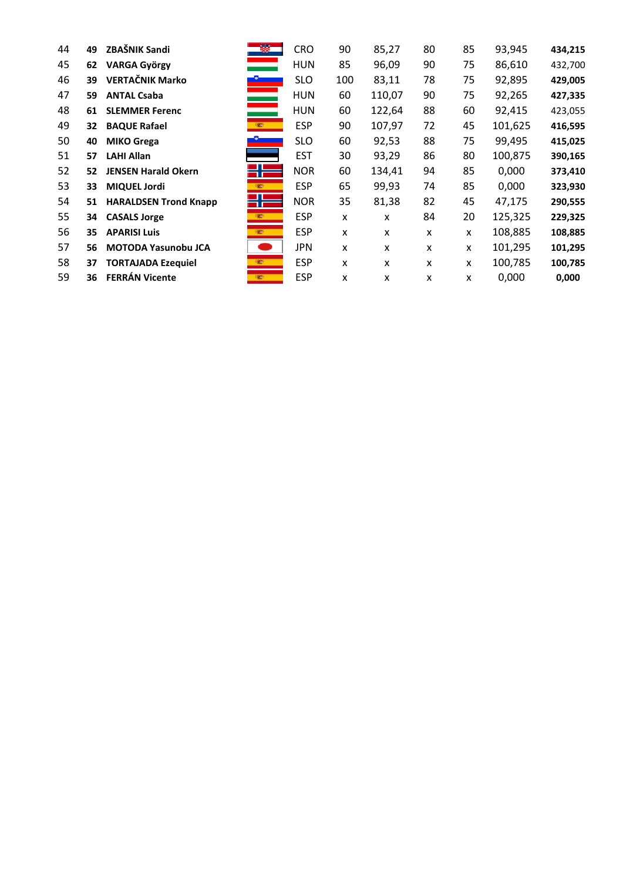| | | | | | | | | | |
|---|---|---|---|---|---|---|---|---|---|
| 44 | **49** | **ZBAŠNIK Sandi** | CRO | 90 | 85,27 | 80 | 85 | 93,945 | **434,215** |
| 45 | **62** | **VARGA György** | HUN | 85 | 96,09 | 90 | 75 | 86,610 | 432,700 |
| 46 | **39** | **VERTAČNIK Marko** | SLO | 100 | 83,11 | 78 | 75 | 92,895 | **429,005** |
| 47 | **59** | **ANTAL Csaba** | HUN | 60 | 110,07 | 90 | 75 | 92,265 | **427,335** |
| 48 | **61** | **SLEMMER Ferenc** | HUN | 60 | 122,64 | 88 | 60 | 92,415 | 423,055 |
| 49 | **32** | **BAQUE Rafael** | ESP | 90 | 107,97 | 72 | 45 | 101,625 | **416,595** |
| 50 | **40** | **MIKO Grega** | SLO | 60 | 92,53 | 88 | 75 | 99,495 | **415,025** |
| 51 | **57** | **LAHI Allan** | EST | 30 | 93,29 | 86 | 80 | 100,875 | **390,165** |
| 52 | **52** | **JENSEN Harald Okern** | NOR | 60 | 134,41 | 94 | 85 | 0,000 | **373,410** |
| 53 | **33** | **MIQUEL Jordi** | ESP | 65 | 99,93 | 74 | 85 | 0,000 | **323,930** |
| 54 | **51** | **HARALDSEN Trond Knapp** | NOR | 35 | 81,38 | 82 | 45 | 47,175 | **290,555** |
| 55 | **34** | **CASALS Jorge** | ESP | x | x | 84 | 20 | 125,325 | **229,325** |
| 56 | **35** | **APARISI Luis** | ESP | x | x | x | x | 108,885 | **108,885** |
| 57 | **56** | **MOTODA Yasunobu JCA** | JPN | x | x | x | x | 101,295 | **101,295** |
| 58 | **37** | **TORTAJADA Ezequiel** | ESP | x | x | x | x | 100,785 | **100,785** |
| 59 | **36** | **FERRÁN Vicente** | ESP | x | x | x | x | 0,000 | **0,000** |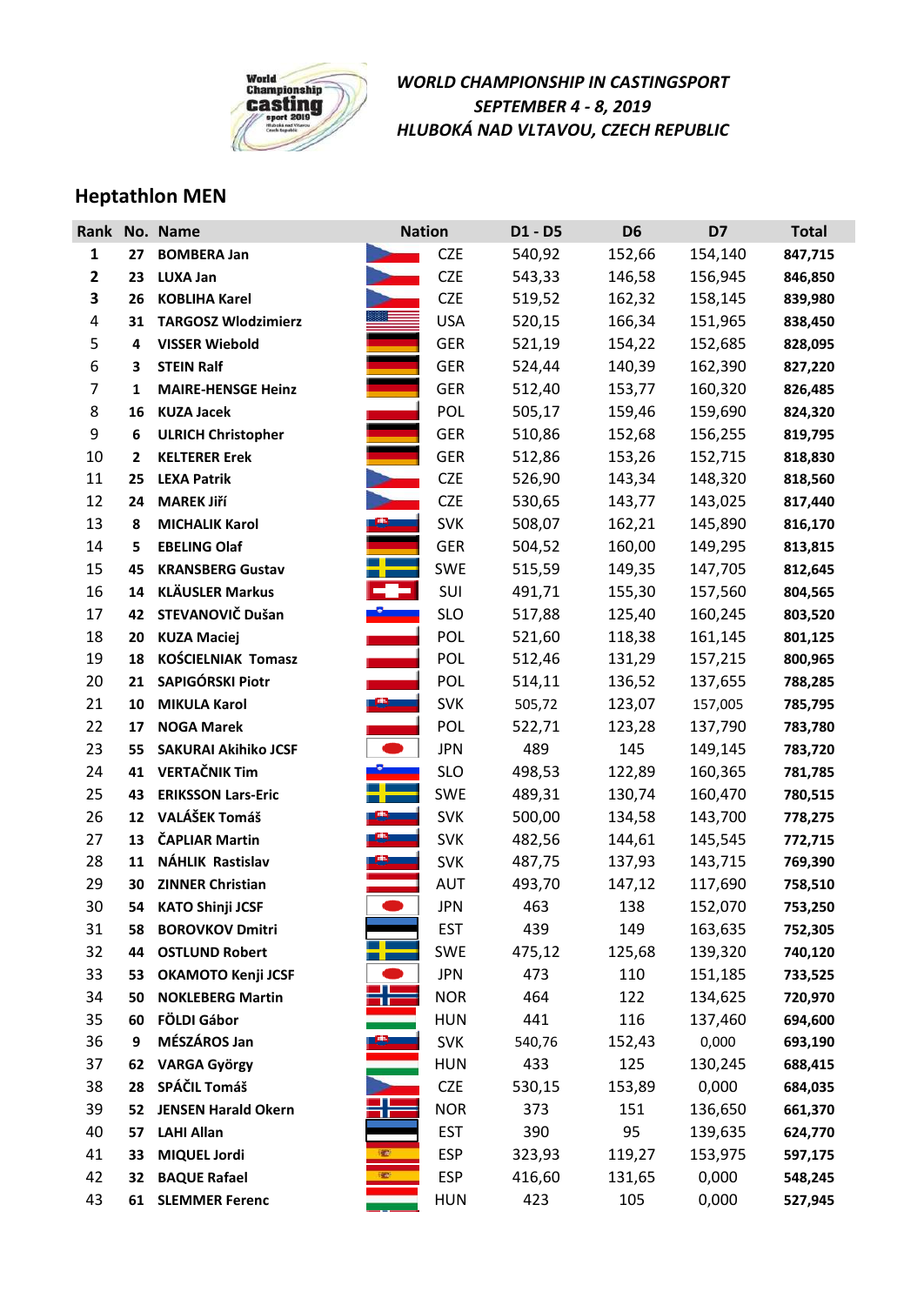*WORLD CHAMPIONSHIP IN CASTINGSPORT*
*SEPTEMBER 4 - 8, 2019*
*HLUBOKÁ NAD VLTAVOU, CZECH REPUBLIC*

## Heptathlon MEN

| Rank | No. | Name | Nation | D1 - D5 | D6 | D7 | Total |
|---|---|---|---|---|---|---|---|
| **1** | **27** | **BOMBERA Jan** | CZE | 540,92 | 152,66 | 154,140 | **847,715** |
| **2** | **23** | **LUXA Jan** | CZE | 543,33 | 146,58 | 156,945 | **846,850** |
| **3** | **26** | **KOBLIHA Karel** | CZE | 519,52 | 162,32 | 158,145 | **839,980** |
| 4 | **31** | **TARGOSZ Wlodzimierz** | USA | 520,15 | 166,34 | 151,965 | **838,450** |
| 5 | **4** | **VISSER Wiebold** | GER | 521,19 | 154,22 | 152,685 | **828,095** |
| 6 | **3** | **STEIN Ralf** | GER | 524,44 | 140,39 | 162,390 | **827,220** |
| 7 | **1** | **MAIRE-HENSGE Heinz** | GER | 512,40 | 153,77 | 160,320 | **826,485** |
| 8 | **16** | **KUZA Jacek** | POL | 505,17 | 159,46 | 159,690 | **824,320** |
| 9 | **6** | **ULRICH Christopher** | GER | 510,86 | 152,68 | 156,255 | **819,795** |
| 10 | **2** | **KELTERER Erek** | GER | 512,86 | 153,26 | 152,715 | **818,830** |
| 11 | **25** | **LEXA Patrik** | CZE | 526,90 | 143,34 | 148,320 | **818,560** |
| 12 | **24** | **MAREK Jiří** | CZE | 530,65 | 143,77 | 143,025 | **817,440** |
| 13 | **8** | **MICHALIK Karol** | SVK | 508,07 | 162,21 | 145,890 | **816,170** |
| 14 | **5** | **EBELING Olaf** | GER | 504,52 | 160,00 | 149,295 | **813,815** |
| 15 | **45** | **KRANSBERG Gustav** | SWE | 515,59 | 149,35 | 147,705 | **812,645** |
| 16 | **14** | **KLÄUSLER Markus** | SUI | 491,71 | 155,30 | 157,560 | **804,565** |
| 17 | **42** | **STEVANOVIČ Dušan** | SLO | 517,88 | 125,40 | 160,245 | **803,520** |
| 18 | **20** | **KUZA Maciej** | POL | 521,60 | 118,38 | 161,145 | **801,125** |
| 19 | **18** | **KOŚCIELNIAK Tomasz** | POL | 512,46 | 131,29 | 157,215 | **800,965** |
| 20 | **21** | **SAPIGÓRSKI Piotr** | POL | 514,11 | 136,52 | 137,655 | **788,285** |
| 21 | **10** | **MIKULA Karol** | SVK | 505,72 | 123,07 | 157,005 | **785,795** |
| 22 | **17** | **NOGA Marek** | POL | 522,71 | 123,28 | 137,790 | **783,780** |
| 23 | **55** | **SAKURAI Akihiko JCSF** | JPN | 489 | 145 | 149,145 | **783,720** |
| 24 | **41** | **VERTAČNIK Tim** | SLO | 498,53 | 122,89 | 160,365 | **781,785** |
| 25 | **43** | **ERIKSSON Lars-Eric** | SWE | 489,31 | 130,74 | 160,470 | **780,515** |
| 26 | **12** | **VALÁŠEK Tomáš** | SVK | 500,00 | 134,58 | 143,700 | **778,275** |
| 27 | **13** | **ČAPLIAR Martin** | SVK | 482,56 | 144,61 | 145,545 | **772,715** |
| 28 | **11** | **NÁHLIK Rastislav** | SVK | 487,75 | 137,93 | 143,715 | **769,390** |
| 29 | **30** | **ZINNER Christian** | AUT | 493,70 | 147,12 | 117,690 | **758,510** |
| 30 | **54** | **KATO Shinji JCSF** | JPN | 463 | 138 | 152,070 | **753,250** |
| 31 | **58** | **BOROVKOV Dmitri** | EST | 439 | 149 | 163,635 | **752,305** |
| 32 | **44** | **OSTLUND Robert** | SWE | 475,12 | 125,68 | 139,320 | **740,120** |
| 33 | **53** | **OKAMOTO Kenji JCSF** | JPN | 473 | 110 | 151,185 | **733,525** |
| 34 | **50** | **NOKLEBERG Martin** | NOR | 464 | 122 | 134,625 | **720,970** |
| 35 | **60** | **FÖLDI Gábor** | HUN | 441 | 116 | 137,460 | **694,600** |
| 36 | **9** | **MÉSZÁROS Jan** | SVK | 540,76 | 152,43 | 0,000 | **693,190** |
| 37 | **62** | **VARGA György** | HUN | 433 | 125 | 130,245 | **688,415** |
| 38 | **28** | **SPÁČIL Tomáš** | CZE | 530,15 | 153,89 | 0,000 | **684,035** |
| 39 | **52** | **JENSEN Harald Okern** | NOR | 373 | 151 | 136,650 | **661,370** |
| 40 | **57** | **LAHI Allan** | EST | 390 | 95 | 139,635 | **624,770** |
| 41 | **33** | **MIQUEL Jordi** | ESP | 323,93 | 119,27 | 153,975 | **597,175** |
| 42 | **32** | **BAQUE Rafael** | ESP | 416,60 | 131,65 | 0,000 | **548,245** |
| 43 | **61** | **SLEMMER Ferenc** | HUN | 423 | 105 | 0,000 | **527,945** |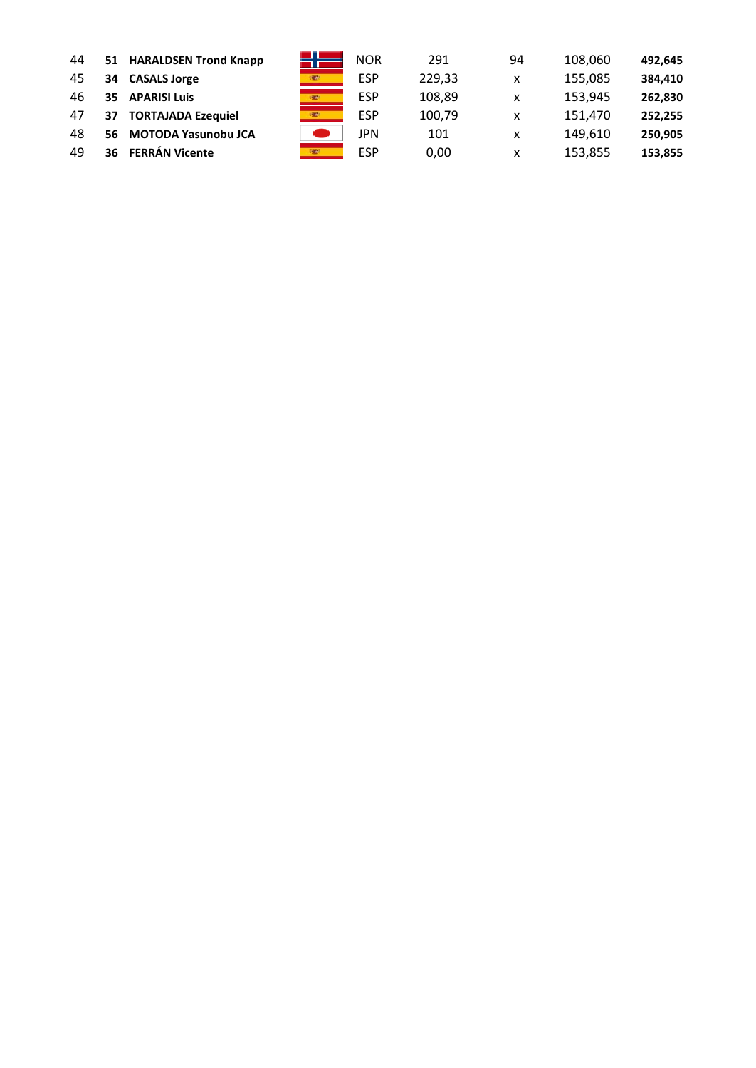| | | | | | | | |
|---|---|---|---|---|---|---|---|
| 44 | **51** | **HARALDSEN Trond Knapp** | NOR | 291 | 94 | 108,060 | **492,645** |
| 45 | **34** | **CASALS Jorge** | ESP | 229,33 | x | 155,085 | **384,410** |
| 46 | **35** | **APARISI Luis** | ESP | 108,89 | x | 153,945 | **262,830** |
| 47 | **37** | **TORTAJADA Ezequiel** | ESP | 100,79 | x | 151,470 | **252,255** |
| 48 | **56** | **MOTODA Yasunobu JCA** | JPN | 101 | x | 149,610 | **250,905** |
| 49 | **36** | **FERRÁN Vicente** | ESP | 0,00 | x | 153,855 | **153,855** |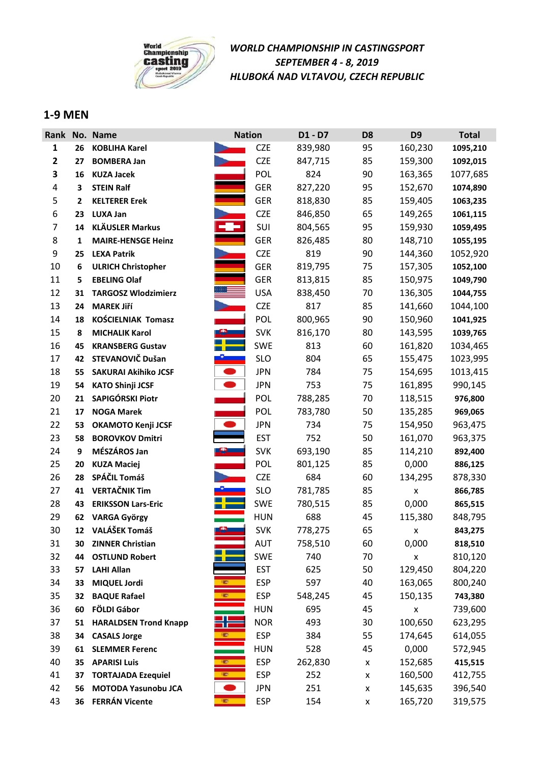*WORLD CHAMPIONSHIP IN CASTINGSPORT*
*SEPTEMBER 4 - 8, 2019*
*HLUBOKÁ NAD VLTAVOU, CZECH REPUBLIC*

## 1-9 MEN

| Rank | No. | Name | Nation | D1 - D7 | D8 | D9 | Total |
|---|---|---|---|---|---|---|---|
| **1** | **26** | **KOBLIHA Karel** | CZE | 839,980 | 95 | 160,230 | **1095,210** |
| **2** | **27** | **BOMBERA Jan** | CZE | 847,715 | 85 | 159,300 | **1092,015** |
| **3** | **16** | **KUZA Jacek** | POL | 824 | 90 | 163,365 | 1077,685 |
| 4 | **3** | **STEIN Ralf** | GER | 827,220 | 95 | 152,670 | **1074,890** |
| 5 | **2** | **KELTERER Erek** | GER | 818,830 | 85 | 159,405 | **1063,235** |
| 6 | **23** | **LUXA Jan** | CZE | 846,850 | 65 | 149,265 | **1061,115** |
| 7 | **14** | **KLÄUSLER Markus** | SUI | 804,565 | 95 | 159,930 | **1059,495** |
| 8 | **1** | **MAIRE-HENSGE Heinz** | GER | 826,485 | 80 | 148,710 | **1055,195** |
| 9 | **25** | **LEXA Patrik** | CZE | 819 | 90 | 144,360 | 1052,920 |
| 10 | **6** | **ULRICH Christopher** | GER | 819,795 | 75 | 157,305 | **1052,100** |
| 11 | **5** | **EBELING Olaf** | GER | 813,815 | 85 | 150,975 | **1049,790** |
| 12 | **31** | **TARGOSZ Wlodzimierz** | USA | 838,450 | 70 | 136,305 | **1044,755** |
| 13 | **24** | **MAREK Jiří** | CZE | 817 | 85 | 141,660 | 1044,100 |
| 14 | **18** | **KOŚCIELNIAK Tomasz** | POL | 800,965 | 90 | 150,960 | **1041,925** |
| 15 | **8** | **MICHALIK Karol** | SVK | 816,170 | 80 | 143,595 | **1039,765** |
| 16 | **45** | **KRANSBERG Gustav** | SWE | 813 | 60 | 161,820 | 1034,465 |
| 17 | **42** | **STEVANOVIČ Dušan** | SLO | 804 | 65 | 155,475 | 1023,995 |
| 18 | **55** | **SAKURAI Akihiko JCSF** | JPN | 784 | 75 | 154,695 | 1013,415 |
| 19 | **54** | **KATO Shinji JCSF** | JPN | 753 | 75 | 161,895 | 990,145 |
| 20 | **21** | **SAPIGÓRSKI Piotr** | POL | 788,285 | 70 | 118,515 | **976,800** |
| 21 | **17** | **NOGA Marek** | POL | 783,780 | 50 | 135,285 | **969,065** |
| 22 | **53** | **OKAMOTO Kenji JCSF** | JPN | 734 | 75 | 154,950 | 963,475 |
| 23 | **58** | **BOROVKOV Dmitri** | EST | 752 | 50 | 161,070 | 963,375 |
| 24 | **9** | **MÉSZÁROS Jan** | SVK | 693,190 | 85 | 114,210 | **892,400** |
| 25 | **20** | **KUZA Maciej** | POL | 801,125 | 85 | 0,000 | **886,125** |
| 26 | **28** | **SPÁČIL Tomáš** | CZE | 684 | 60 | 134,295 | 878,330 |
| 27 | **41** | **VERTAČNIK Tim** | SLO | 781,785 | 85 | x | **866,785** |
| 28 | **43** | **ERIKSSON Lars-Eric** | SWE | 780,515 | 85 | 0,000 | **865,515** |
| 29 | **62** | **VARGA György** | HUN | 688 | 45 | 115,380 | 848,795 |
| 30 | **12** | **VALÁŠEK Tomáš** | SVK | 778,275 | 65 | x | **843,275** |
| 31 | **30** | **ZINNER Christian** | AUT | 758,510 | 60 | 0,000 | **818,510** |
| 32 | **44** | **OSTLUND Robert** | SWE | 740 | 70 | x | 810,120 |
| 33 | **57** | **LAHI Allan** | EST | 625 | 50 | 129,450 | 804,220 |
| 34 | **33** | **MIQUEL Jordi** | ESP | 597 | 40 | 163,065 | 800,240 |
| 35 | **32** | **BAQUE Rafael** | ESP | 548,245 | 45 | 150,135 | **743,380** |
| 36 | **60** | **FÖLDI Gábor** | HUN | 695 | 45 | x | 739,600 |
| 37 | **51** | **HARALDSEN Trond Knapp** | NOR | 493 | 30 | 100,650 | 623,295 |
| 38 | **34** | **CASALS Jorge** | ESP | 384 | 55 | 174,645 | 614,055 |
| 39 | **61** | **SLEMMER Ferenc** | HUN | 528 | 45 | 0,000 | 572,945 |
| 40 | **35** | **APARISI Luis** | ESP | 262,830 | x | 152,685 | **415,515** |
| 41 | **37** | **TORTAJADA Ezequiel** | ESP | 252 | x | 160,500 | 412,755 |
| 42 | **56** | **MOTODA Yasunobu JCA** | JPN | 251 | x | 145,635 | 396,540 |
| 43 | **36** | **FERRÁN Vicente** | ESP | 154 | x | 165,720 | 319,575 |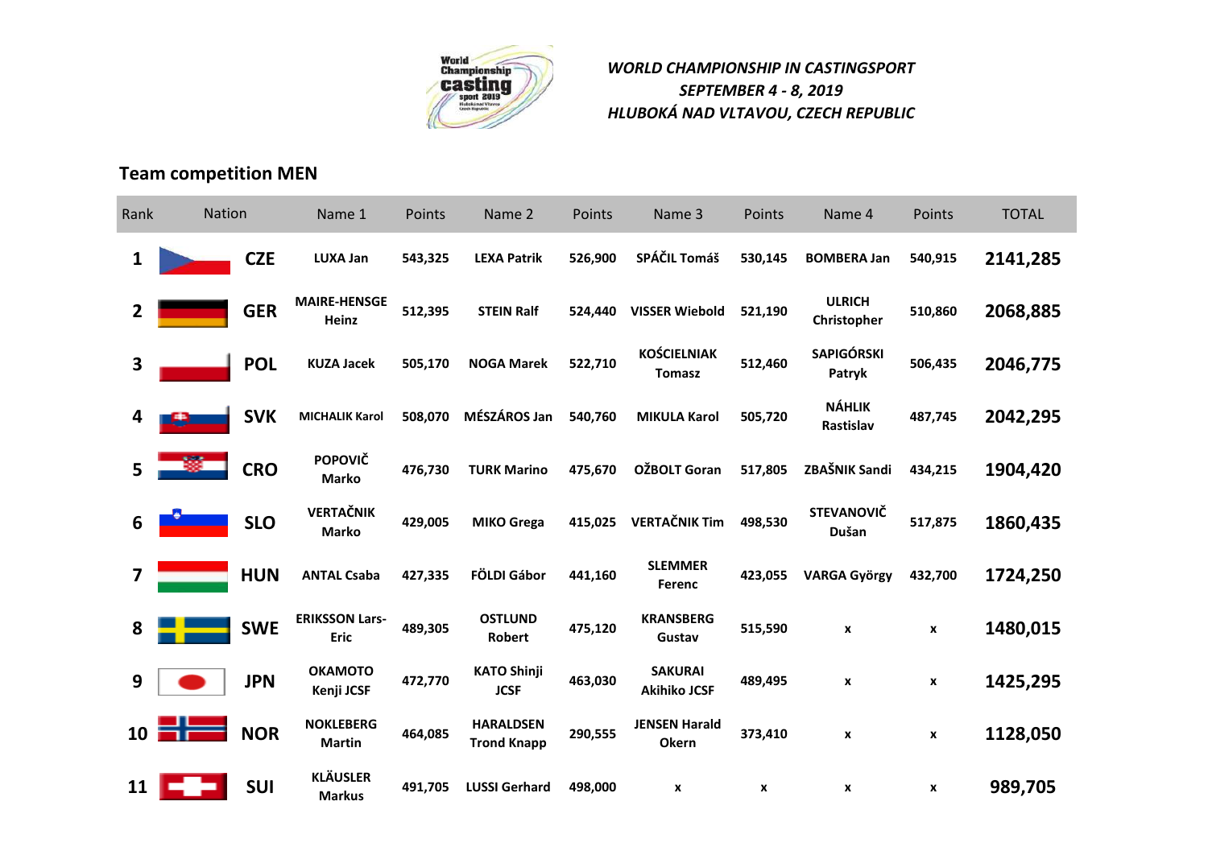*WORLD CHAMPIONSHIP IN CASTINGSPORT*
*SEPTEMBER 4 - 8, 2019*
*HLUBOKÁ NAD VLTAVOU, CZECH REPUBLIC*

## Team competition MEN

| Rank | Nation | Name 1 | Points | Name 2 | Points | Name 3 | Points | Name 4 | Points | TOTAL |
|---|---|---|---|---|---|---|---|---|---|---|
| 1 | CZE | LUXA Jan | 543,325 | LEXA Patrik | 526,900 | SPÁČIL Tomáš | 530,145 | BOMBERA Jan | 540,915 | 2141,285 |
| 2 | GER | MAIRE-HENSGE Heinz | 512,395 | STEIN Ralf | 524,440 | VISSER Wiebold | 521,190 | ULRICH Christopher | 510,860 | 2068,885 |
| 3 | POL | KUZA Jacek | 505,170 | NOGA Marek | 522,710 | KOŚCIELNIAK Tomasz | 512,460 | SAPIGÓRSKI Patryk | 506,435 | 2046,775 |
| 4 | SVK | MICHALIK Karol | 508,070 | MÉSZÁROS Jan | 540,760 | MIKULA Karol | 505,720 | NÁHLIK Rastislav | 487,745 | 2042,295 |
| 5 | CRO | POPOVIČ Marko | 476,730 | TURK Marino | 475,670 | OŽBOLT Goran | 517,805 | ZBAŠNIK Sandi | 434,215 | 1904,420 |
| 6 | SLO | VERTAČNIK Marko | 429,005 | MIKO Grega | 415,025 | VERTAČNIK Tim | 498,530 | STEVANOVIČ Dušan | 517,875 | 1860,435 |
| 7 | HUN | ANTAL Csaba | 427,335 | FÖLDI Gábor | 441,160 | SLEMMER Ferenc | 423,055 | VARGA György | 432,700 | 1724,250 |
| 8 | SWE | ERIKSSON Lars-Eric | 489,305 | OSTLUND Robert | 475,120 | KRANSBERG Gustav | 515,590 | x | x | 1480,015 |
| 9 | JPN | OKAMOTO Kenji JCSF | 472,770 | KATO Shinji JCSF | 463,030 | SAKURAI Akihiko JCSF | 489,495 | x | x | 1425,295 |
| 10 | NOR | NOKLEBERG Martin | 464,085 | HARALDSEN Trond Knapp | 290,555 | JENSEN Harald Okern | 373,410 | x | x | 1128,050 |
| 11 | SUI | KLÄUSLER Markus | 491,705 | LUSSI Gerhard | 498,000 | x | x | x | x | 989,705 |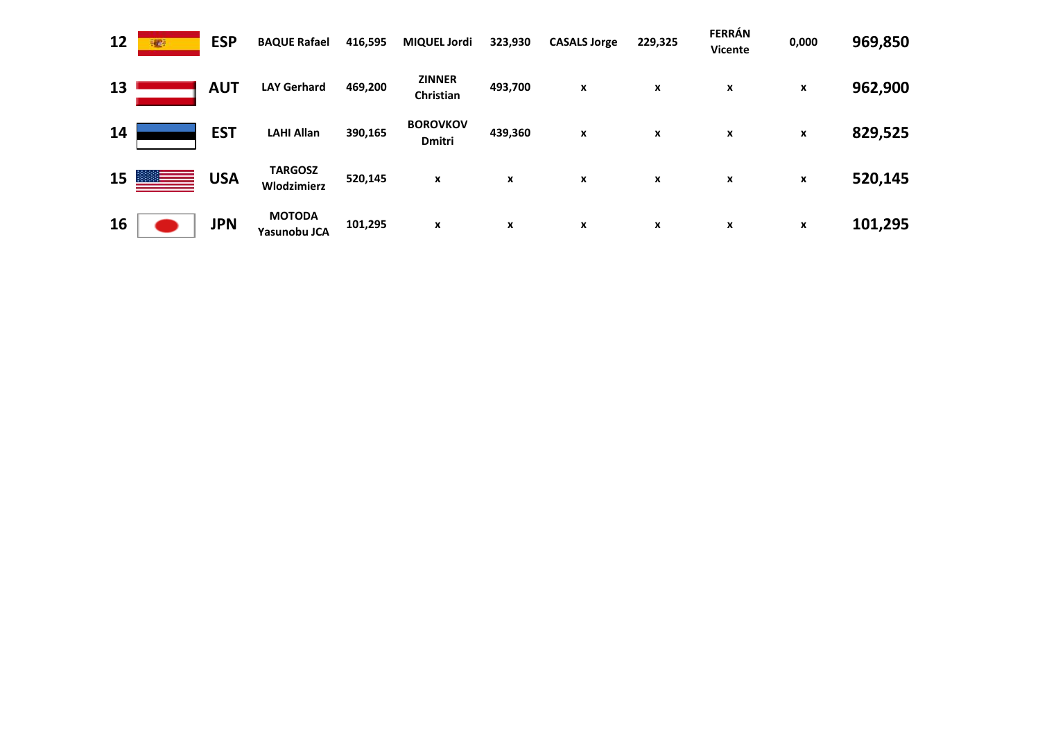| | | | | | | | | | | |
|---|---|---|---|---|---|---|---|---|---|---|
| 12 | ESP | BAQUE Rafael | 416,595 | MIQUEL Jordi | 323,930 | CASALS Jorge | 229,325 | FERRÁN Vicente | 0,000 | **969,850** |
| 13 | AUT | LAY Gerhard | 469,200 | ZINNER Christian | 493,700 | x | x | x | x | **962,900** |
| 14 | EST | LAHI Allan | 390,165 | BOROVKOV Dmitri | 439,360 | x | x | x | x | **829,525** |
| 15 | USA | TARGOSZ Wlodzimierz | 520,145 | x | x | x | x | x | x | **520,145** |
| 16 | JPN | MOTODA Yasunobu JCA | 101,295 | x | x | x | x | x | x | **101,295** |